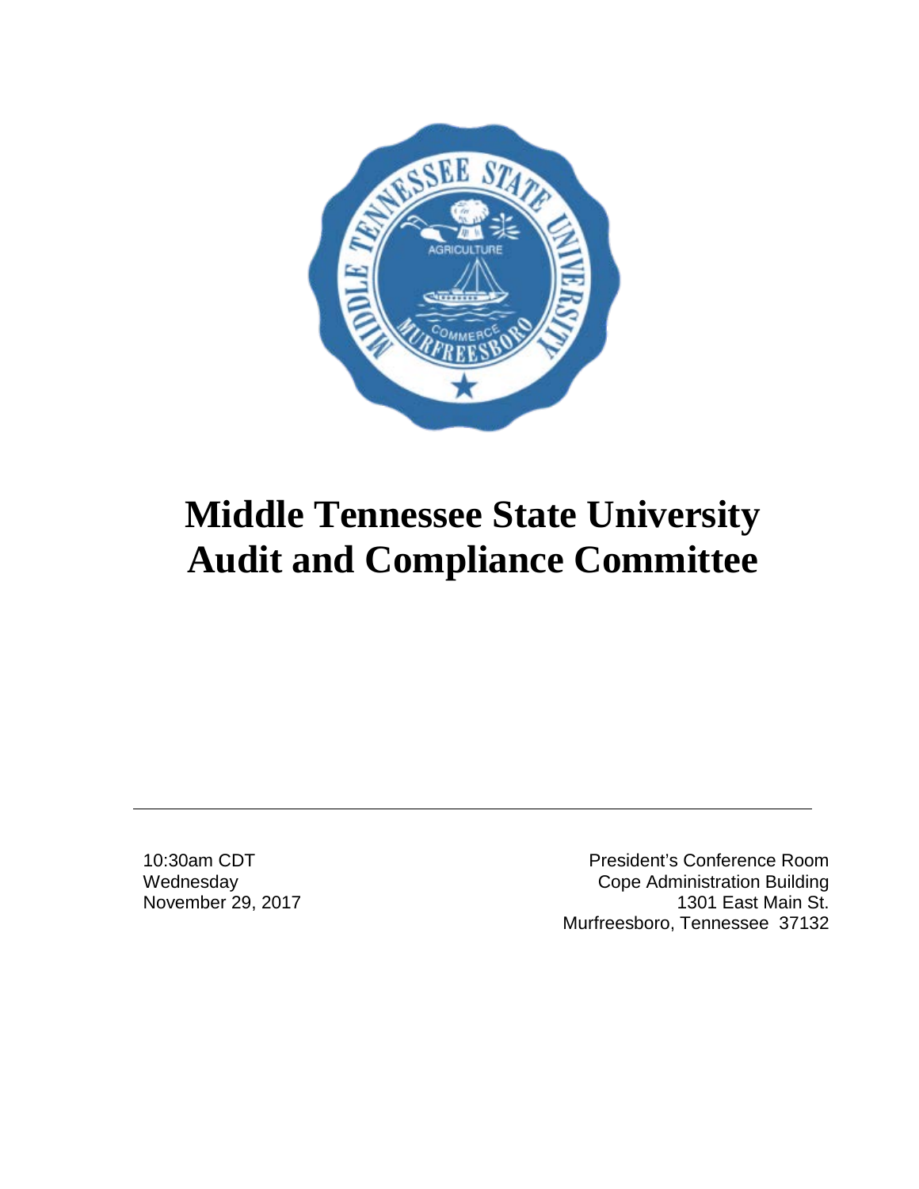# Middle Tennessee State University Audit and Compliance Committee

---

10:30am CDT
Wednesday
November 29, 2017

President's Conference Room
Cope Administration Building
1301 East Main St.
Murfreesboro, Tennessee 37132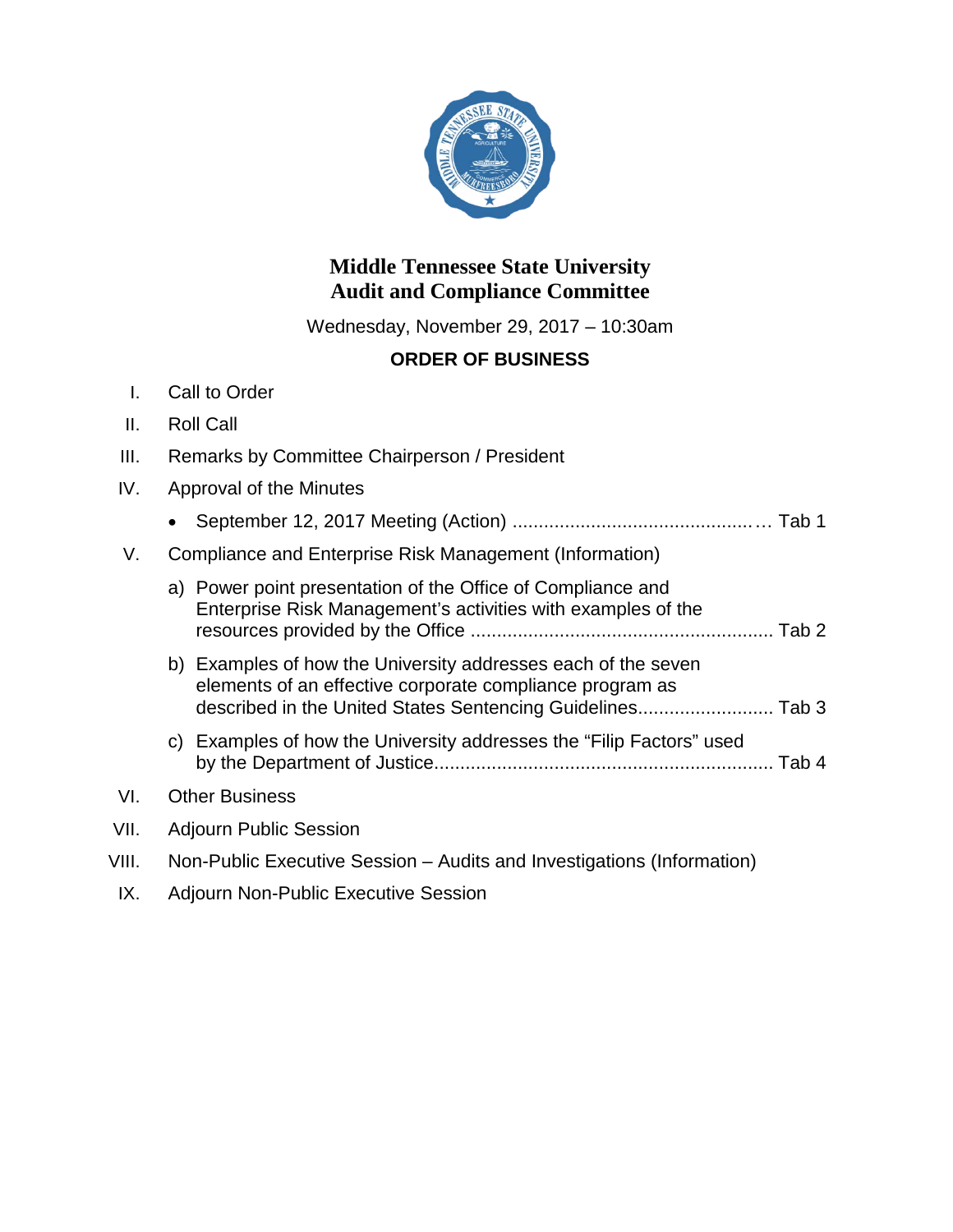# Middle Tennessee State University
# Audit and Compliance Committee

Wednesday, November 29, 2017 – 10:30am

**ORDER OF BUSINESS**

I. Call to Order

II. Roll Call

III. Remarks by Committee Chairperson / President

IV. Approval of the Minutes

- September 12, 2017 Meeting (Action) ............................................... Tab 1

V. Compliance and Enterprise Risk Management (Information)

a) Power point presentation of the Office of Compliance and Enterprise Risk Management's activities with examples of the resources provided by the Office ......................................................... Tab 2

b) Examples of how the University addresses each of the seven elements of an effective corporate compliance program as described in the United States Sentencing Guidelines.......................... Tab 3

c) Examples of how the University addresses the "Filip Factors" used by the Department of Justice................................................................ Tab 4

VI. Other Business

VII. Adjourn Public Session

VIII. Non-Public Executive Session – Audits and Investigations (Information)

IX. Adjourn Non-Public Executive Session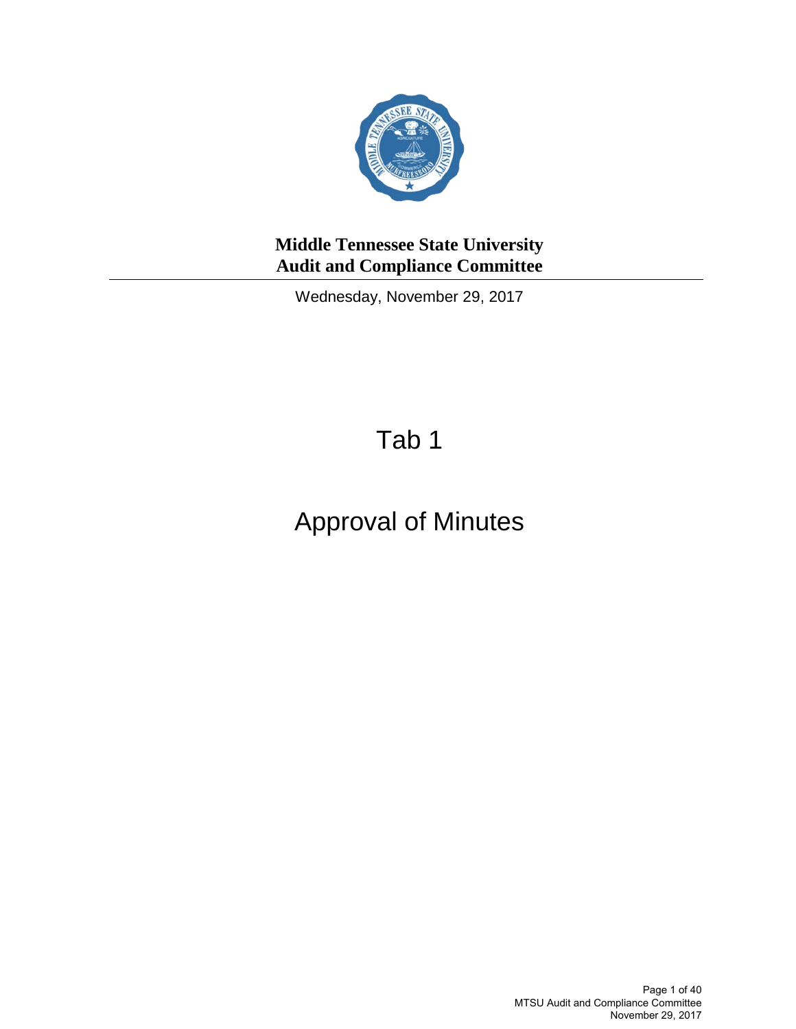**Middle Tennessee State University**
**Audit and Compliance Committee**

Wednesday, November 29, 2017

# Tab 1

# Approval of Minutes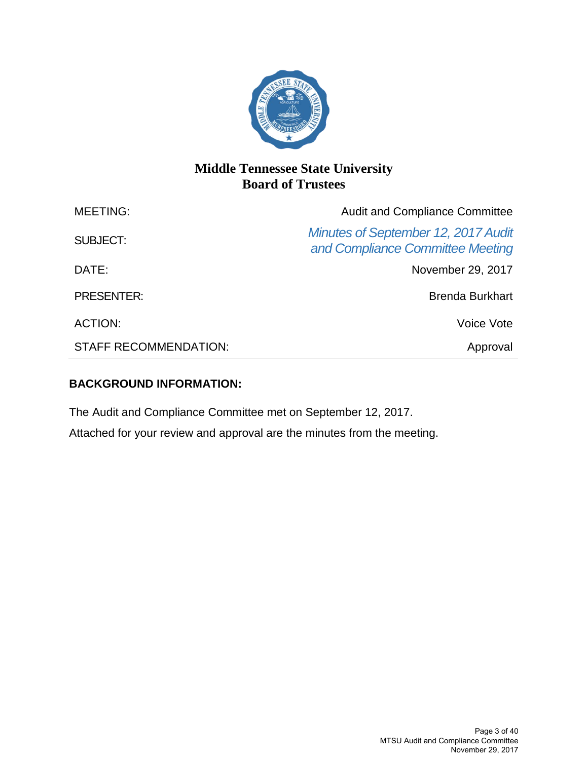# Middle Tennessee State University
# Board of Trustees

| | |
|---|---|
| MEETING: | Audit and Compliance Committee |
| SUBJECT: | *Minutes of September 12, 2017 Audit and Compliance Committee Meeting* |
| DATE: | November 29, 2017 |
| PRESENTER: | Brenda Burkhart |
| ACTION: | Voice Vote |
| STAFF RECOMMENDATION: | Approval |

## BACKGROUND INFORMATION:

The Audit and Compliance Committee met on September 12, 2017.

Attached for your review and approval are the minutes from the meeting.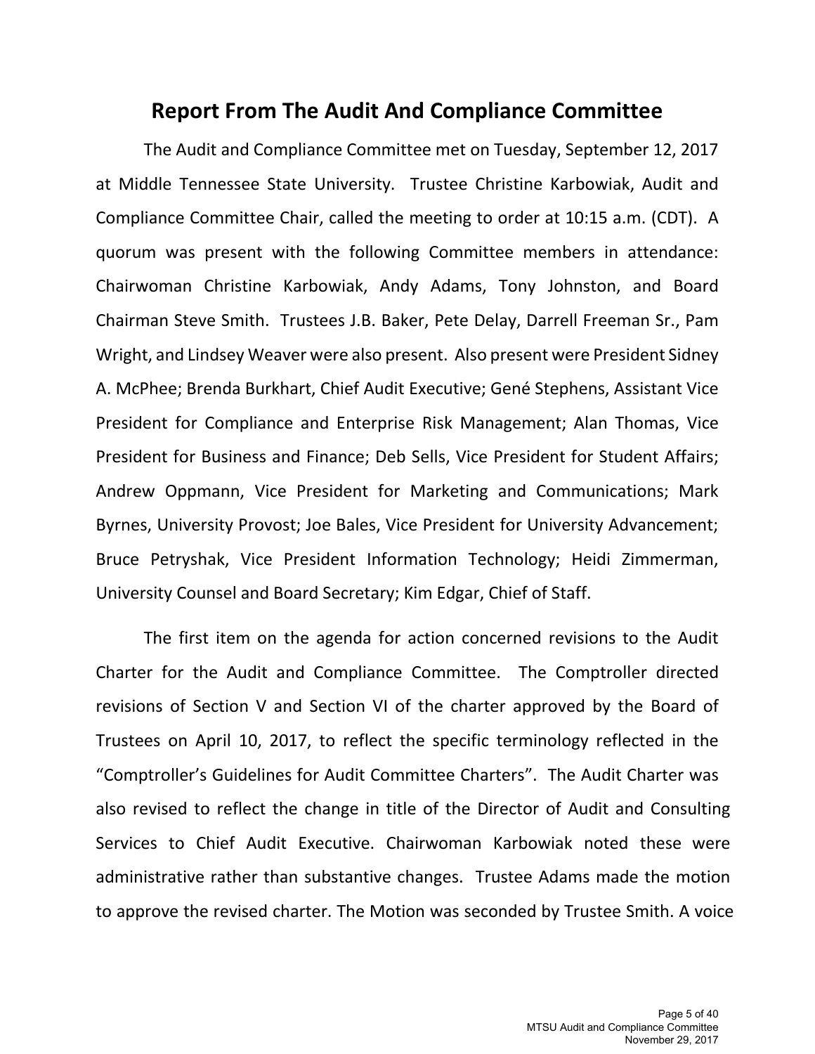# Report From The Audit And Compliance Committee

The Audit and Compliance Committee met on Tuesday, September 12, 2017 at Middle Tennessee State University. Trustee Christine Karbowiak, Audit and Compliance Committee Chair, called the meeting to order at 10:15 a.m. (CDT). A quorum was present with the following Committee members in attendance: Chairwoman Christine Karbowiak, Andy Adams, Tony Johnston, and Board Chairman Steve Smith. Trustees J.B. Baker, Pete Delay, Darrell Freeman Sr., Pam Wright, and Lindsey Weaver were also present. Also present were President Sidney A. McPhee; Brenda Burkhart, Chief Audit Executive; Gené Stephens, Assistant Vice President for Compliance and Enterprise Risk Management; Alan Thomas, Vice President for Business and Finance; Deb Sells, Vice President for Student Affairs; Andrew Oppmann, Vice President for Marketing and Communications; Mark Byrnes, University Provost; Joe Bales, Vice President for University Advancement; Bruce Petryshak, Vice President Information Technology; Heidi Zimmerman, University Counsel and Board Secretary; Kim Edgar, Chief of Staff.

The first item on the agenda for action concerned revisions to the Audit Charter for the Audit and Compliance Committee. The Comptroller directed revisions of Section V and Section VI of the charter approved by the Board of Trustees on April 10, 2017, to reflect the specific terminology reflected in the "Comptroller's Guidelines for Audit Committee Charters". The Audit Charter was also revised to reflect the change in title of the Director of Audit and Consulting Services to Chief Audit Executive. Chairwoman Karbowiak noted these were administrative rather than substantive changes. Trustee Adams made the motion to approve the revised charter. The Motion was seconded by Trustee Smith. A voice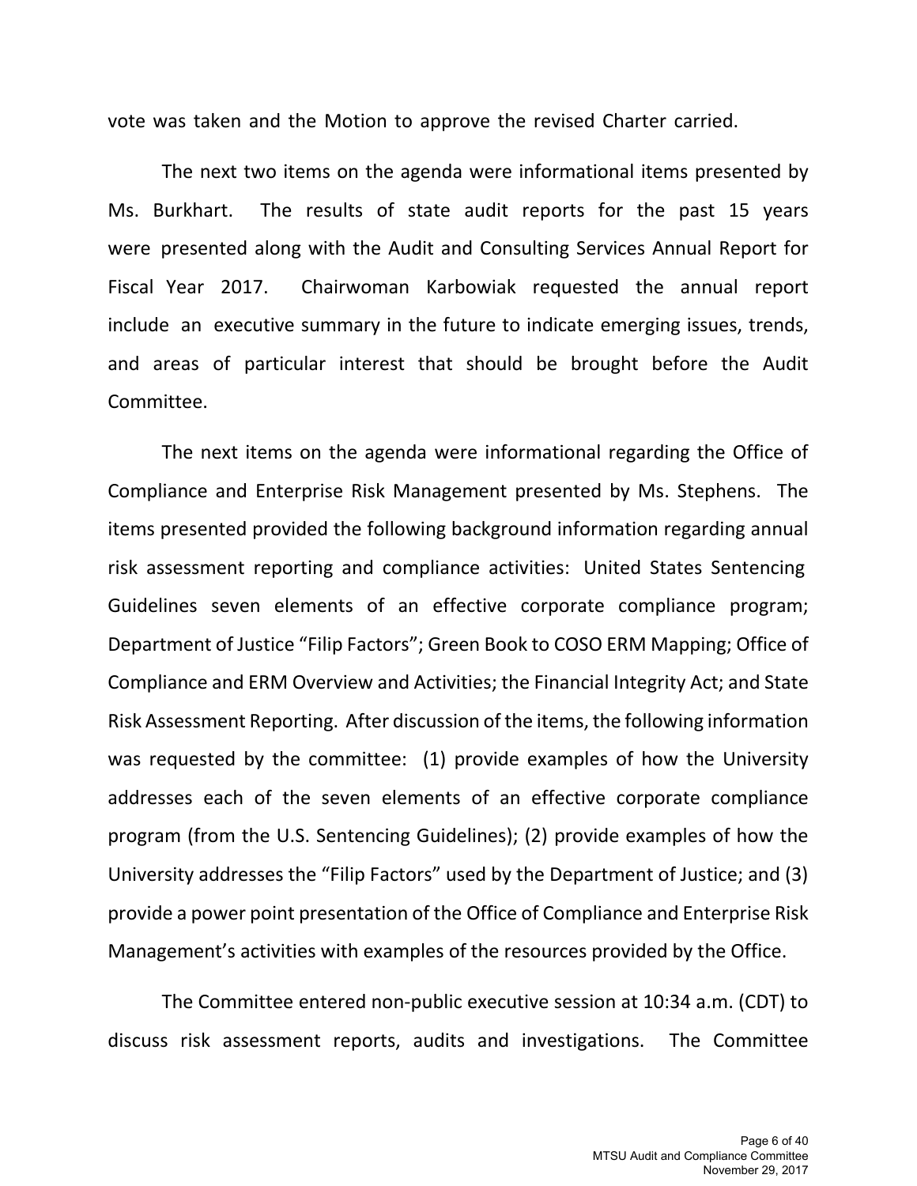vote was taken and the Motion to approve the revised Charter carried.

The next two items on the agenda were informational items presented by Ms. Burkhart. The results of state audit reports for the past 15 years were presented along with the Audit and Consulting Services Annual Report for Fiscal Year 2017. Chairwoman Karbowiak requested the annual report include an executive summary in the future to indicate emerging issues, trends, and areas of particular interest that should be brought before the Audit Committee.

The next items on the agenda were informational regarding the Office of Compliance and Enterprise Risk Management presented by Ms. Stephens. The items presented provided the following background information regarding annual risk assessment reporting and compliance activities: United States Sentencing Guidelines seven elements of an effective corporate compliance program; Department of Justice "Filip Factors"; Green Book to COSO ERM Mapping; Office of Compliance and ERM Overview and Activities; the Financial Integrity Act; and State Risk Assessment Reporting. After discussion of the items, the following information was requested by the committee: (1) provide examples of how the University addresses each of the seven elements of an effective corporate compliance program (from the U.S. Sentencing Guidelines); (2) provide examples of how the University addresses the "Filip Factors" used by the Department of Justice; and (3) provide a power point presentation of the Office of Compliance and Enterprise Risk Management's activities with examples of the resources provided by the Office.

The Committee entered non-public executive session at 10:34 a.m. (CDT) to discuss risk assessment reports, audits and investigations. The Committee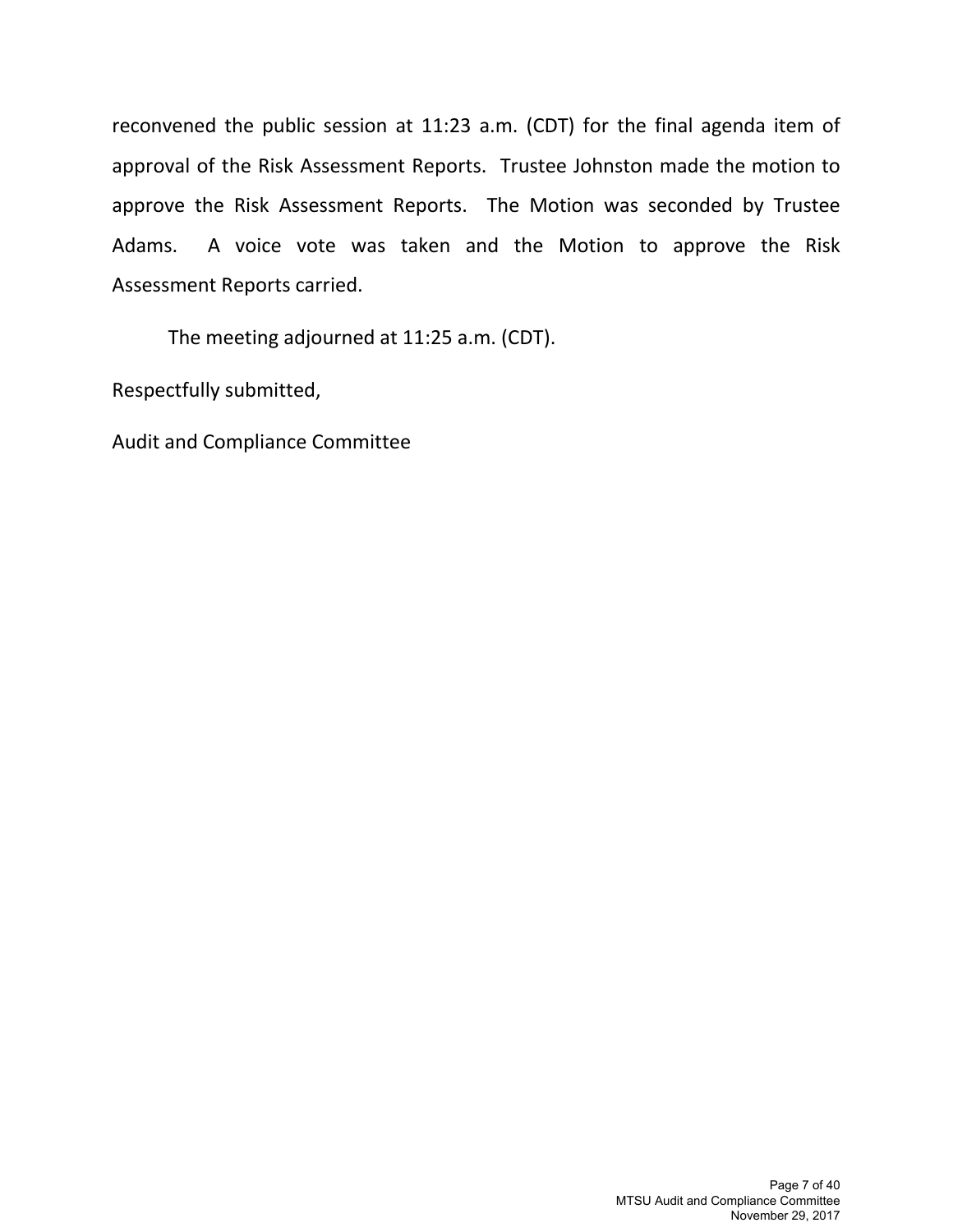reconvened the public session at 11:23 a.m. (CDT) for the final agenda item of approval of the Risk Assessment Reports. Trustee Johnston made the motion to approve the Risk Assessment Reports. The Motion was seconded by Trustee Adams. A voice vote was taken and the Motion to approve the Risk Assessment Reports carried.

The meeting adjourned at 11:25 a.m. (CDT).

Respectfully submitted,

Audit and Compliance Committee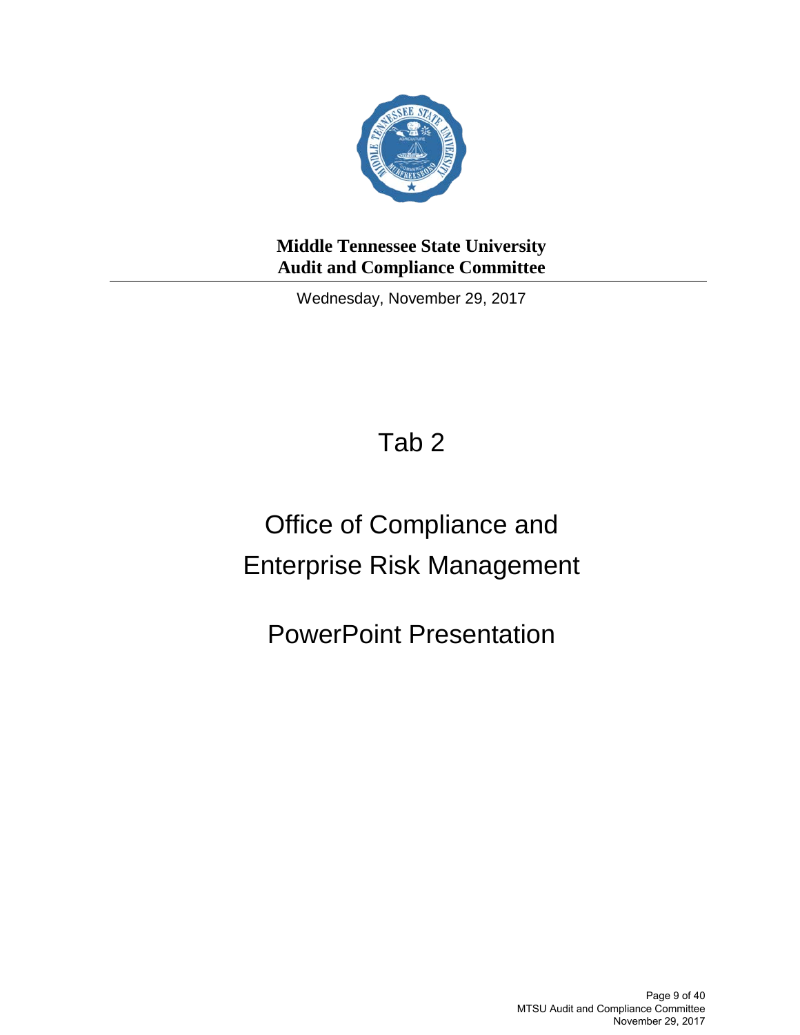**Middle Tennessee State University**
**Audit and Compliance Committee**

Wednesday, November 29, 2017

# Tab 2

# Office of Compliance and Enterprise Risk Management

## PowerPoint Presentation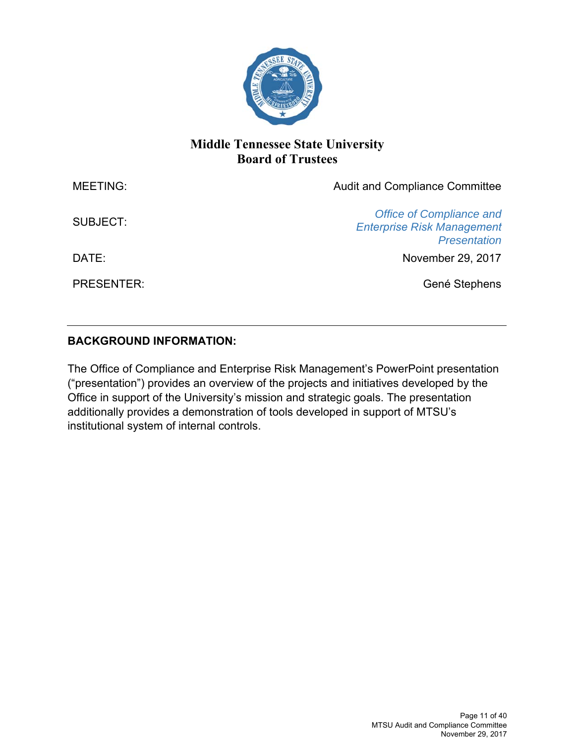# Middle Tennessee State University
## Board of Trustees

| | |
|---|---|
| MEETING: | Audit and Compliance Committee |
| SUBJECT: | *Office of Compliance and Enterprise Risk Management Presentation* |
| DATE: | November 29, 2017 |
| PRESENTER: | Gené Stephens |

---

**BACKGROUND INFORMATION:**

The Office of Compliance and Enterprise Risk Management's PowerPoint presentation ("presentation") provides an overview of the projects and initiatives developed by the Office in support of the University's mission and strategic goals. The presentation additionally provides a demonstration of tools developed in support of MTSU's institutional system of internal controls.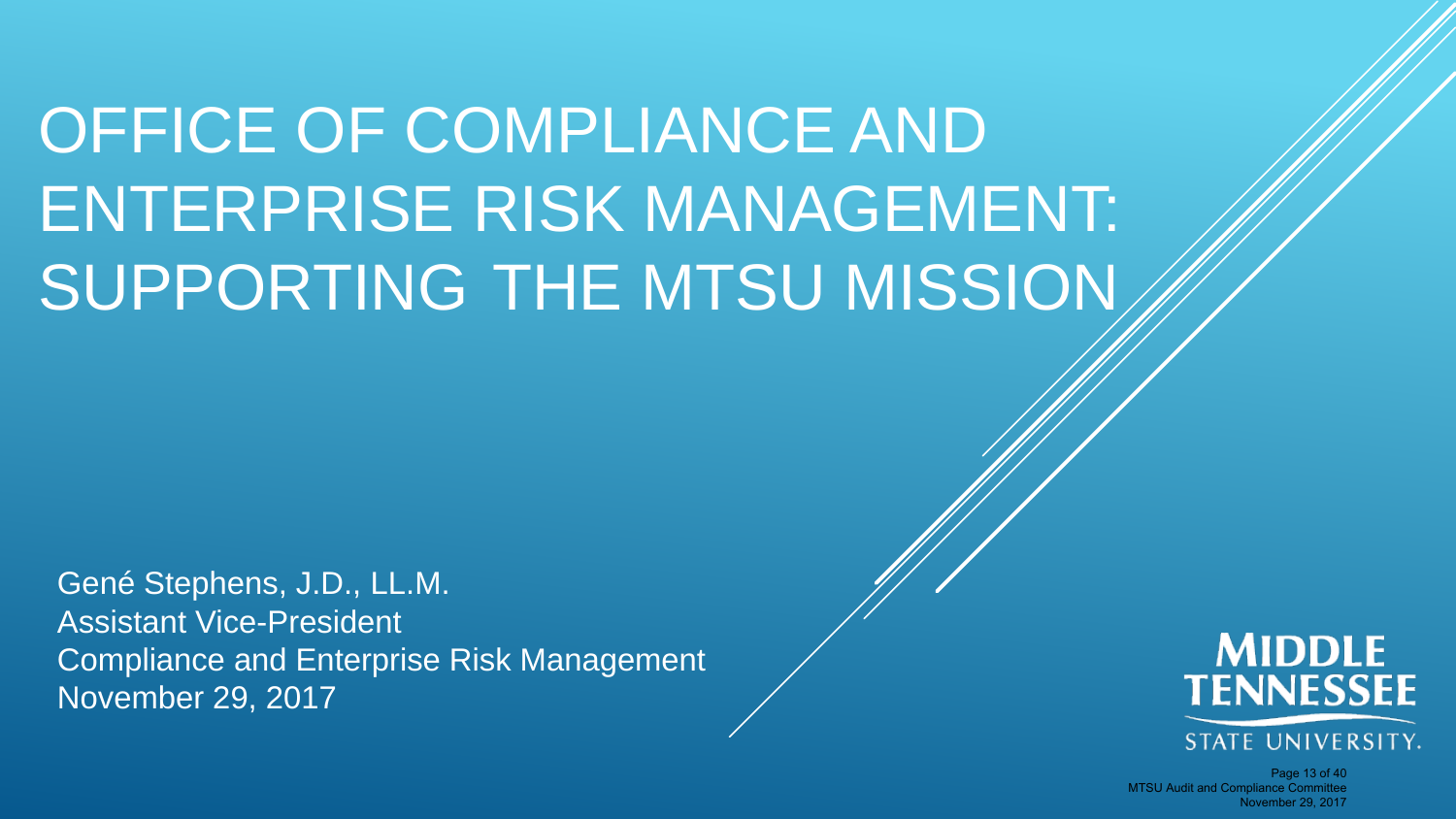# OFFICE OF COMPLIANCE AND ENTERPRISE RISK MANAGEMENT: SUPPORTING THE MTSU MISSION

Gené Stephens, J.D., LL.M.
Assistant Vice-President
Compliance and Enterprise Risk Management
November 29, 2017

MIDDLE TENNESSEE STATE UNIVERSITY.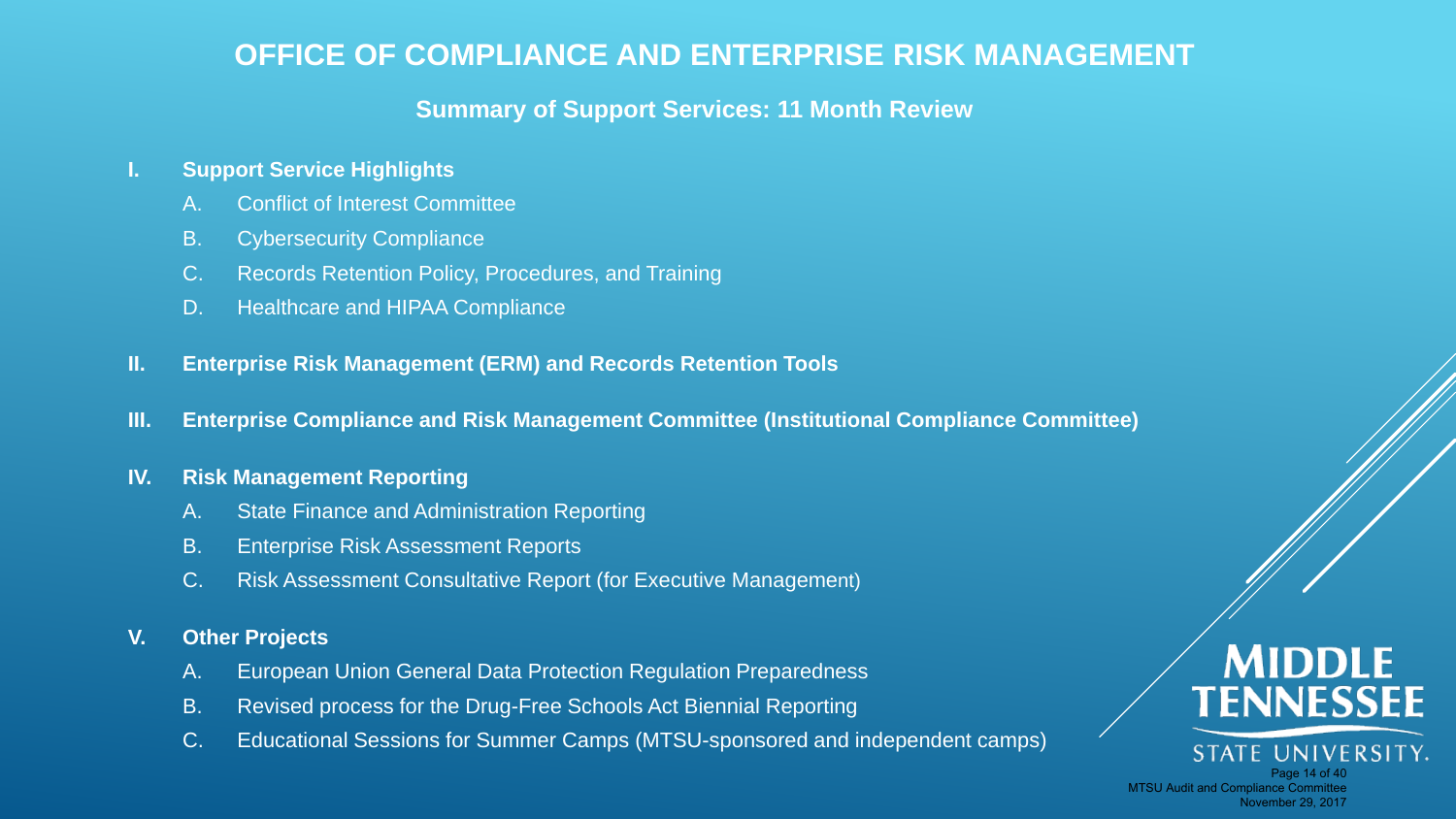# OFFICE OF COMPLIANCE AND ENTERPRISE RISK MANAGEMENT

## Summary of Support Services: 11 Month Review

I. **Support Service Highlights**
   - A. Conflict of Interest Committee
   - B. Cybersecurity Compliance
   - C. Records Retention Policy, Procedures, and Training
   - D. Healthcare and HIPAA Compliance

II. **Enterprise Risk Management (ERM) and Records Retention Tools**

III. **Enterprise Compliance and Risk Management Committee (Institutional Compliance Committee)**

IV. **Risk Management Reporting**
   - A. State Finance and Administration Reporting
   - B. Enterprise Risk Assessment Reports
   - C. Risk Assessment Consultative Report (for Executive Management)

V. **Other Projects**
   - A. European Union General Data Protection Regulation Preparedness
   - B. Revised process for the Drug-Free Schools Act Biennial Reporting
   - C. Educational Sessions for Summer Camps (MTSU-sponsored and independent camps)

MIDDLE TENNESSEE STATE UNIVERSITY.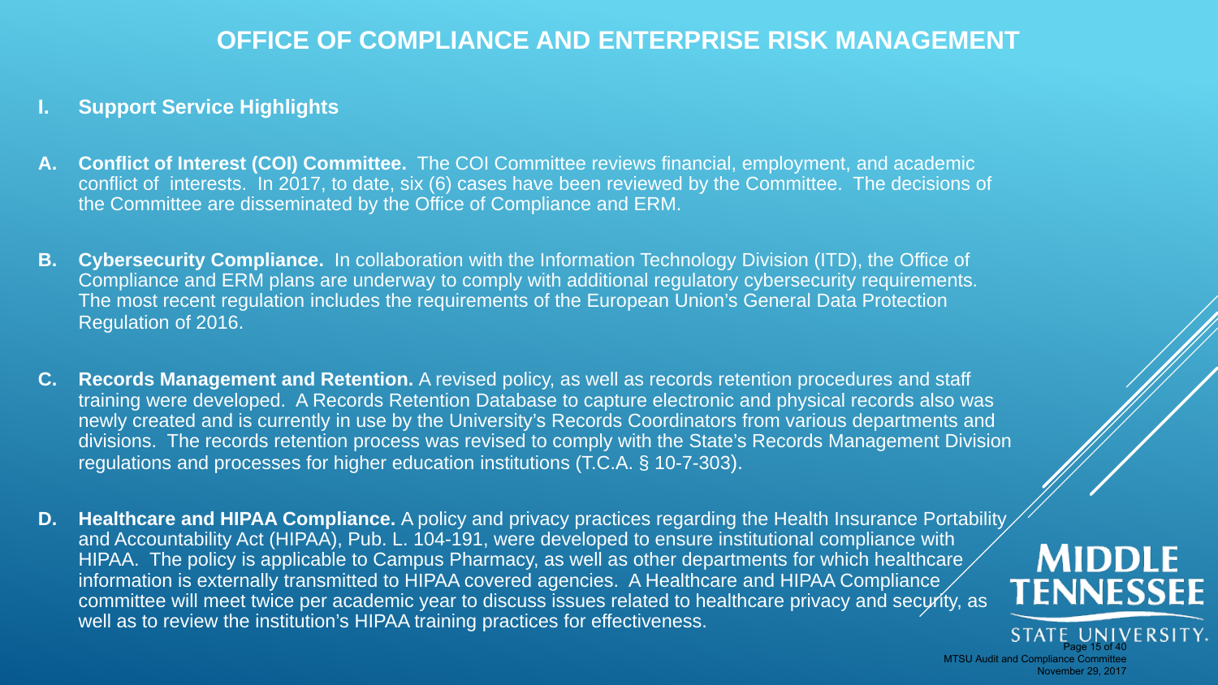# OFFICE OF COMPLIANCE AND ENTERPRISE RISK MANAGEMENT

## I. Support Service Highlights

**A. Conflict of Interest (COI) Committee.** The COI Committee reviews financial, employment, and academic conflict of interests. In 2017, to date, six (6) cases have been reviewed by the Committee. The decisions of the Committee are disseminated by the Office of Compliance and ERM.

**B. Cybersecurity Compliance.** In collaboration with the Information Technology Division (ITD), the Office of Compliance and ERM plans are underway to comply with additional regulatory cybersecurity requirements. The most recent regulation includes the requirements of the European Union's General Data Protection Regulation of 2016.

**C. Records Management and Retention.** A revised policy, as well as records retention procedures and staff training were developed. A Records Retention Database to capture electronic and physical records also was newly created and is currently in use by the University's Records Coordinators from various departments and divisions. The records retention process was revised to comply with the State's Records Management Division regulations and processes for higher education institutions (T.C.A. § 10-7-303).

**D. Healthcare and HIPAA Compliance.** A policy and privacy practices regarding the Health Insurance Portability and Accountability Act (HIPAA), Pub. L. 104-191, were developed to ensure institutional compliance with HIPAA. The policy is applicable to Campus Pharmacy, as well as other departments for which healthcare information is externally transmitted to HIPAA covered agencies. A Healthcare and HIPAA Compliance committee will meet twice per academic year to discuss issues related to healthcare privacy and security, as well as to review the institution's HIPAA training practices for effectiveness.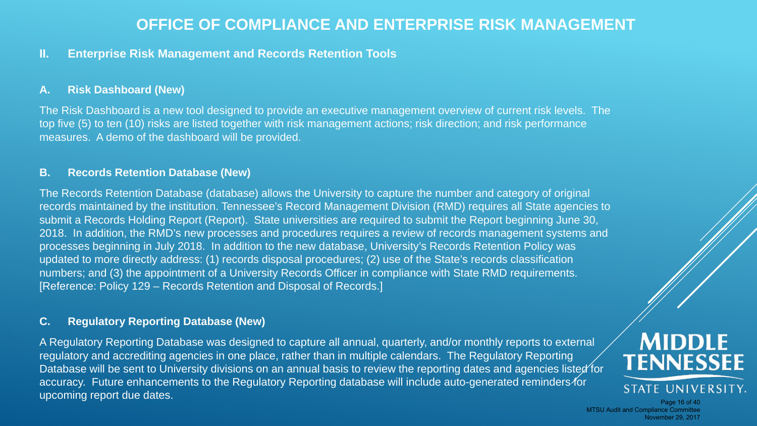# OFFICE OF COMPLIANCE AND ENTERPRISE RISK MANAGEMENT

## II. Enterprise Risk Management and Records Retention Tools

### A. Risk Dashboard (New)

The Risk Dashboard is a new tool designed to provide an executive management overview of current risk levels. The top five (5) to ten (10) risks are listed together with risk management actions; risk direction; and risk performance measures. A demo of the dashboard will be provided.

### B. Records Retention Database (New)

The Records Retention Database (database) allows the University to capture the number and category of original records maintained by the institution. Tennessee's Record Management Division (RMD) requires all State agencies to submit a Records Holding Report (Report). State universities are required to submit the Report beginning June 30, 2018. In addition, the RMD's new processes and procedures requires a review of records management systems and processes beginning in July 2018. In addition to the new database, University's Records Retention Policy was updated to more directly address: (1) records disposal procedures; (2) use of the State's records classification numbers; and (3) the appointment of a University Records Officer in compliance with State RMD requirements. [Reference: Policy 129 – Records Retention and Disposal of Records.]

### C. Regulatory Reporting Database (New)

A Regulatory Reporting Database was designed to capture all annual, quarterly, and/or monthly reports to external regulatory and accrediting agencies in one place, rather than in multiple calendars. The Regulatory Reporting Database will be sent to University divisions on an annual basis to review the reporting dates and agencies listed for accuracy. Future enhancements to the Regulatory Reporting database will include auto-generated reminders for upcoming report due dates.

MIDDLE TENNESSEE STATE UNIVERSITY.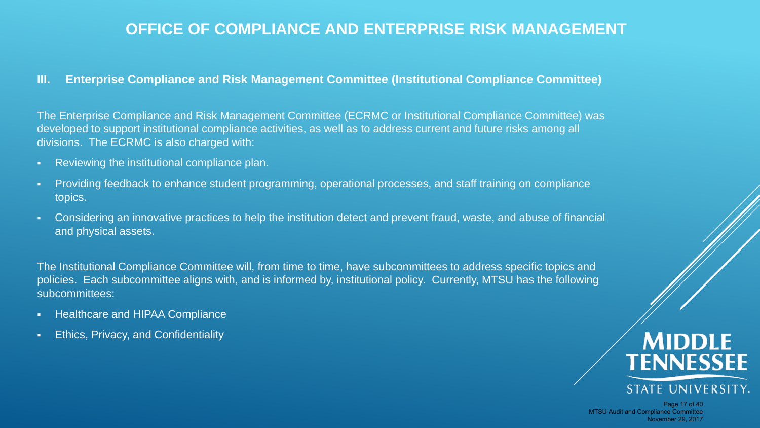# OFFICE OF COMPLIANCE AND ENTERPRISE RISK MANAGEMENT

## III. Enterprise Compliance and Risk Management Committee (Institutional Compliance Committee)

The Enterprise Compliance and Risk Management Committee (ECRMC or Institutional Compliance Committee) was developed to support institutional compliance activities, as well as to address current and future risks among all divisions. The ECRMC is also charged with:

- Reviewing the institutional compliance plan.
- Providing feedback to enhance student programming, operational processes, and staff training on compliance topics.
- Considering an innovative practices to help the institution detect and prevent fraud, waste, and abuse of financial and physical assets.

The Institutional Compliance Committee will, from time to time, have subcommittees to address specific topics and policies. Each subcommittee aligns with, and is informed by, institutional policy. Currently, MTSU has the following subcommittees:

- Healthcare and HIPAA Compliance
- Ethics, Privacy, and Confidentiality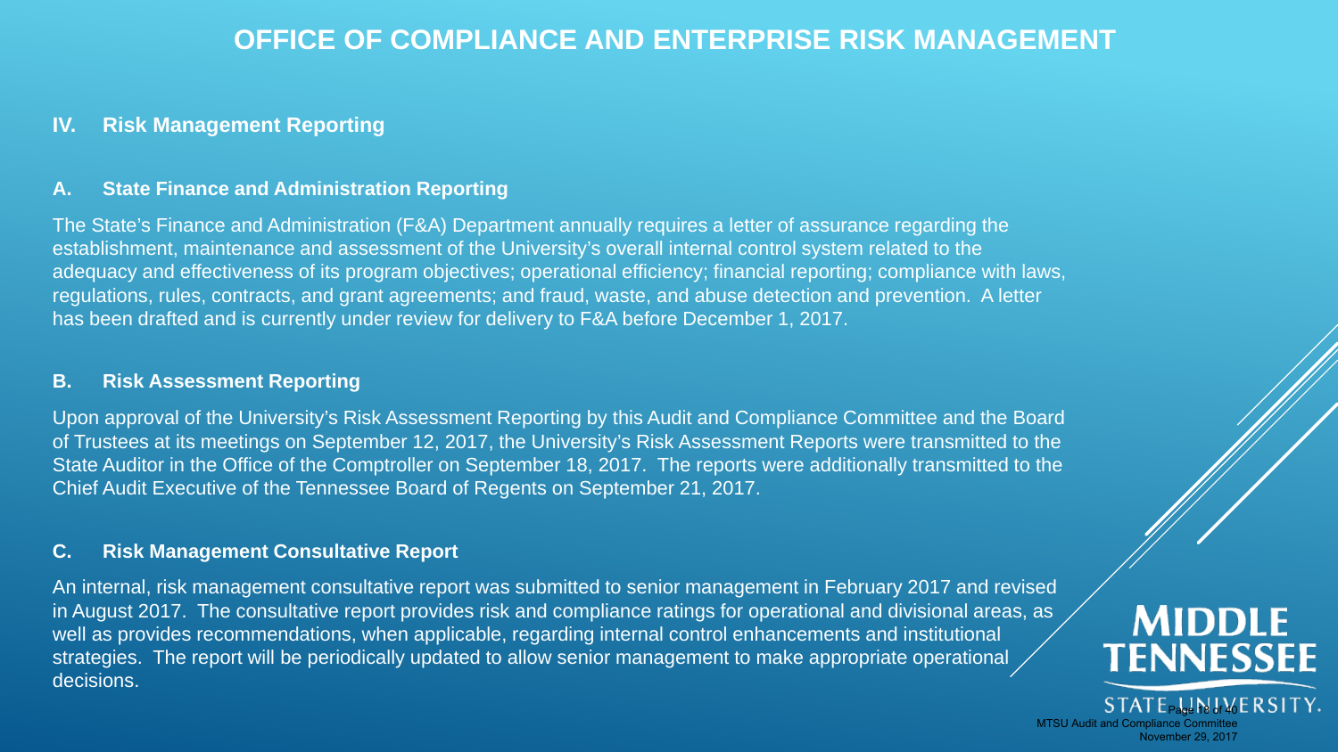# OFFICE OF COMPLIANCE AND ENTERPRISE RISK MANAGEMENT

## IV. Risk Management Reporting

### A. State Finance and Administration Reporting

The State's Finance and Administration (F&A) Department annually requires a letter of assurance regarding the establishment, maintenance and assessment of the University's overall internal control system related to the adequacy and effectiveness of its program objectives; operational efficiency; financial reporting; compliance with laws, regulations, rules, contracts, and grant agreements; and fraud, waste, and abuse detection and prevention. A letter has been drafted and is currently under review for delivery to F&A before December 1, 2017.

### B. Risk Assessment Reporting

Upon approval of the University's Risk Assessment Reporting by this Audit and Compliance Committee and the Board of Trustees at its meetings on September 12, 2017, the University's Risk Assessment Reports were transmitted to the State Auditor in the Office of the Comptroller on September 18, 2017. The reports were additionally transmitted to the Chief Audit Executive of the Tennessee Board of Regents on September 21, 2017.

### C. Risk Management Consultative Report

An internal, risk management consultative report was submitted to senior management in February 2017 and revised in August 2017. The consultative report provides risk and compliance ratings for operational and divisional areas, as well as provides recommendations, when applicable, regarding internal control enhancements and institutional strategies. The report will be periodically updated to allow senior management to make appropriate operational decisions.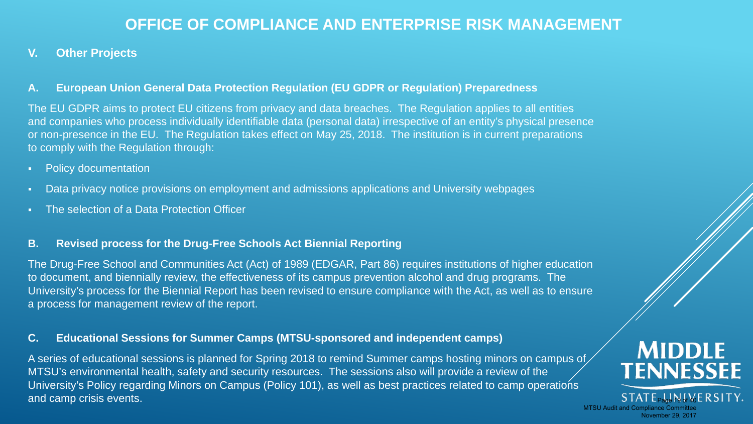# OFFICE OF COMPLIANCE AND ENTERPRISE RISK MANAGEMENT

## V. Other Projects

### A. European Union General Data Protection Regulation (EU GDPR or Regulation) Preparedness

The EU GDPR aims to protect EU citizens from privacy and data breaches. The Regulation applies to all entities and companies who process individually identifiable data (personal data) irrespective of an entity's physical presence or non-presence in the EU. The Regulation takes effect on May 25, 2018. The institution is in current preparations to comply with the Regulation through:

- Policy documentation
- Data privacy notice provisions on employment and admissions applications and University webpages
- The selection of a Data Protection Officer

### B. Revised process for the Drug-Free Schools Act Biennial Reporting

The Drug-Free School and Communities Act (Act) of 1989 (EDGAR, Part 86) requires institutions of higher education to document, and biennially review, the effectiveness of its campus prevention alcohol and drug programs. The University's process for the Biennial Report has been revised to ensure compliance with the Act, as well as to ensure a process for management review of the report.

### C. Educational Sessions for Summer Camps (MTSU-sponsored and independent camps)

A series of educational sessions is planned for Spring 2018 to remind Summer camps hosting minors on campus of MTSU's environmental health, safety and security resources. The sessions also will provide a review of the University's Policy regarding Minors on Campus (Policy 101), as well as best practices related to camp operations and camp crisis events.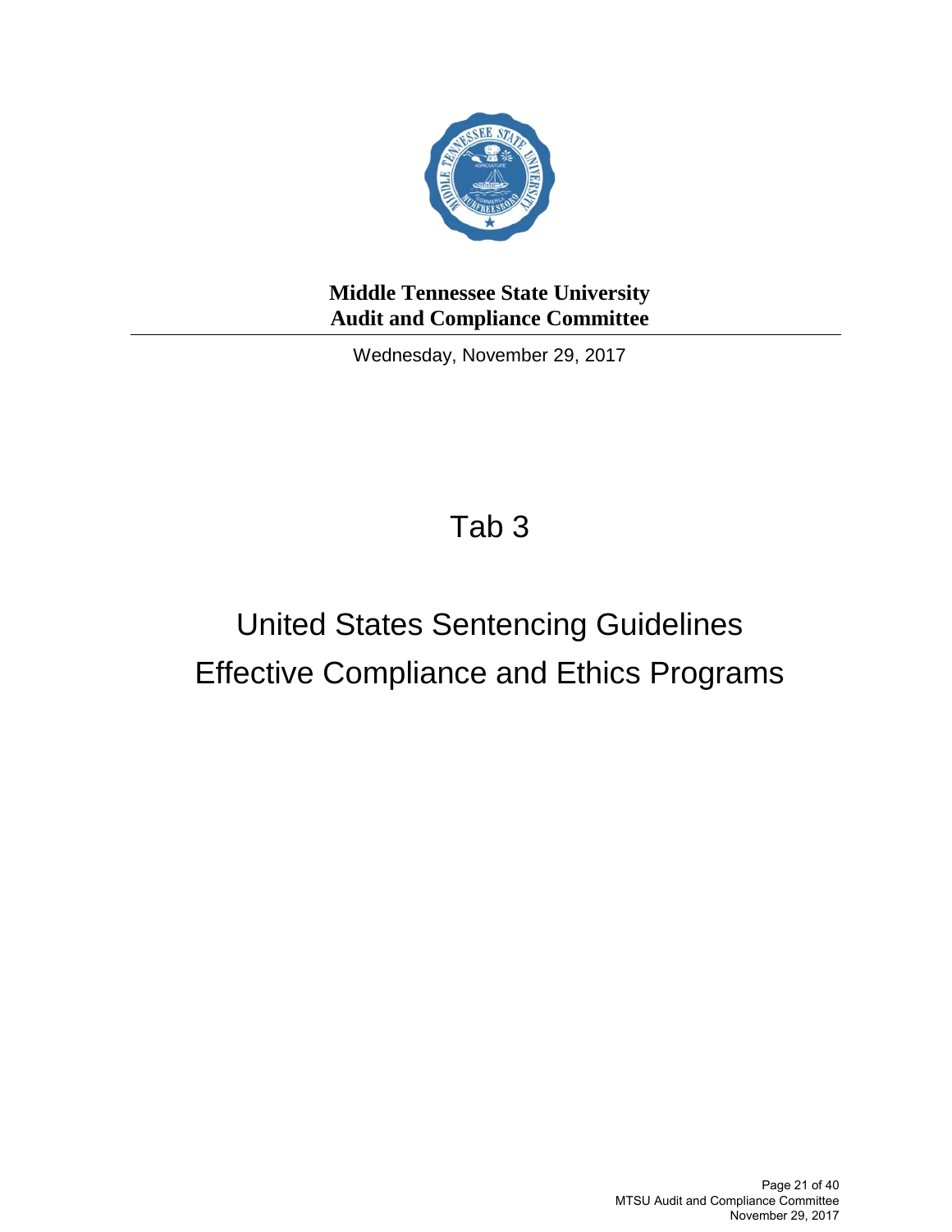**Middle Tennessee State University**
**Audit and Compliance Committee**

Wednesday, November 29, 2017

# Tab 3

# United States Sentencing Guidelines Effective Compliance and Ethics Programs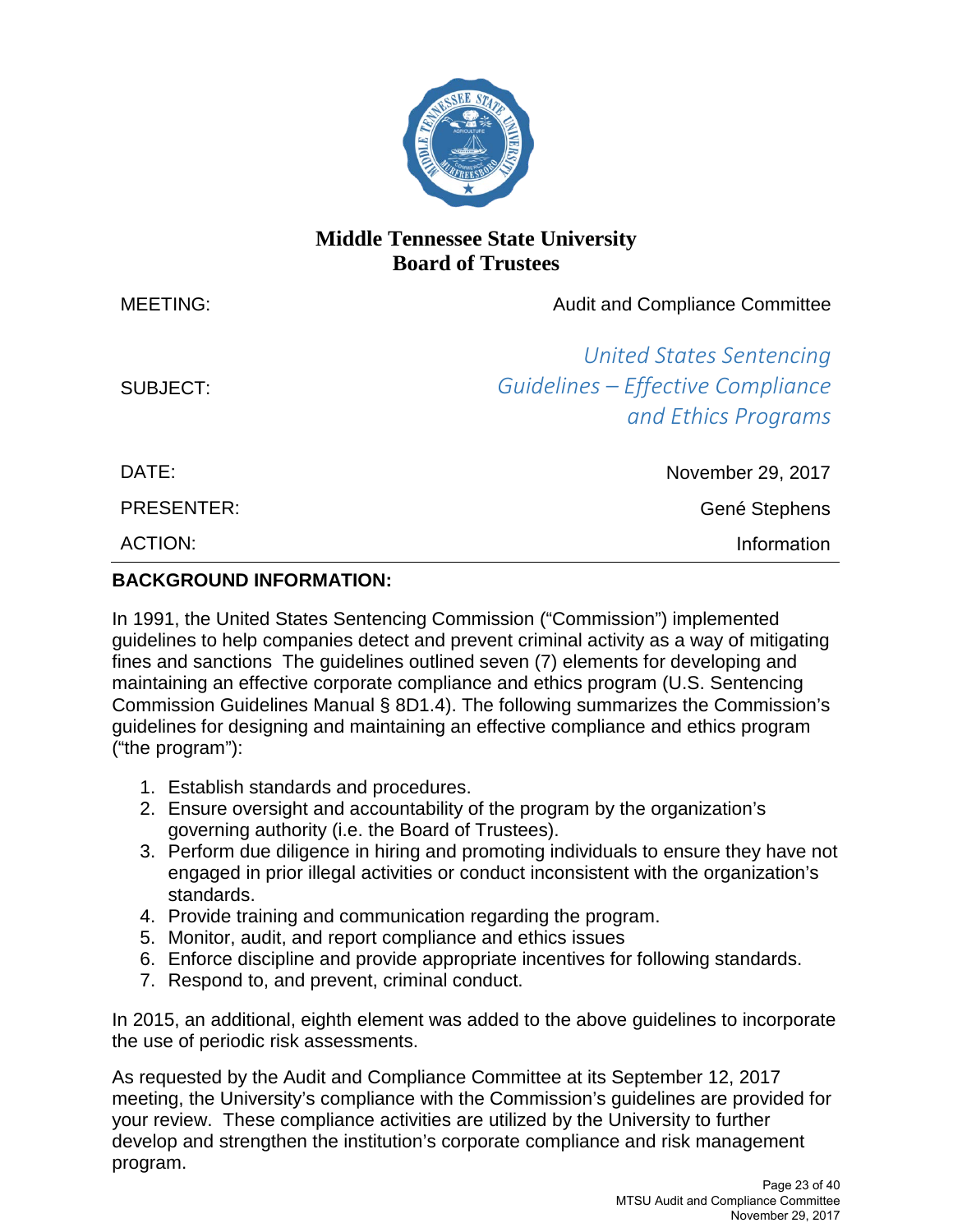# Middle Tennessee State University
## Board of Trustees

| | |
|---|---|
| MEETING: | Audit and Compliance Committee |
| SUBJECT: | *United States Sentencing Guidelines – Effective Compliance and Ethics Programs* |
| DATE: | November 29, 2017 |
| PRESENTER: | Gené Stephens |
| ACTION: | Information |

**BACKGROUND INFORMATION:**

In 1991, the United States Sentencing Commission ("Commission") implemented guidelines to help companies detect and prevent criminal activity as a way of mitigating fines and sanctions The guidelines outlined seven (7) elements for developing and maintaining an effective corporate compliance and ethics program (U.S. Sentencing Commission Guidelines Manual § 8D1.4). The following summarizes the Commission's guidelines for designing and maintaining an effective compliance and ethics program ("the program"):

1. Establish standards and procedures.
2. Ensure oversight and accountability of the program by the organization's governing authority (i.e. the Board of Trustees).
3. Perform due diligence in hiring and promoting individuals to ensure they have not engaged in prior illegal activities or conduct inconsistent with the organization's standards.
4. Provide training and communication regarding the program.
5. Monitor, audit, and report compliance and ethics issues
6. Enforce discipline and provide appropriate incentives for following standards.
7. Respond to, and prevent, criminal conduct.

In 2015, an additional, eighth element was added to the above guidelines to incorporate the use of periodic risk assessments.

As requested by the Audit and Compliance Committee at its September 12, 2017 meeting, the University's compliance with the Commission's guidelines are provided for your review. These compliance activities are utilized by the University to further develop and strengthen the institution's corporate compliance and risk management program.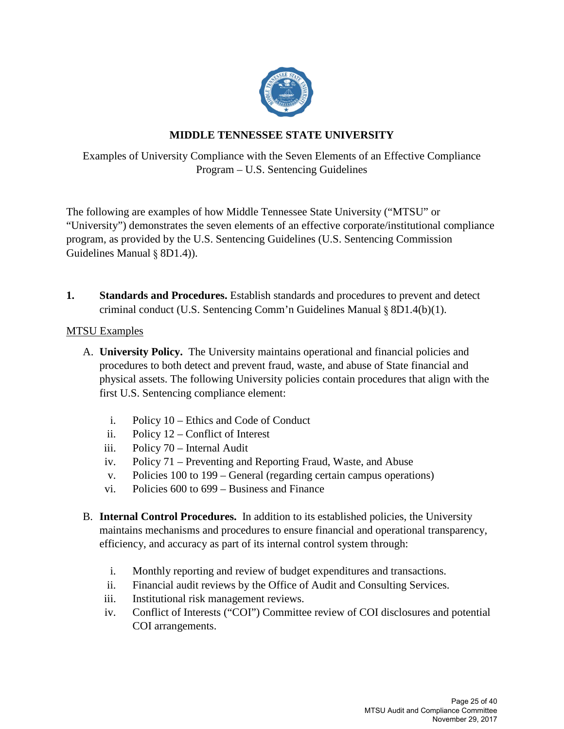**MIDDLE TENNESSEE STATE UNIVERSITY**

Examples of University Compliance with the Seven Elements of an Effective Compliance Program – U.S. Sentencing Guidelines

The following are examples of how Middle Tennessee State University ("MTSU" or "University") demonstrates the seven elements of an effective corporate/institutional compliance program, as provided by the U.S. Sentencing Guidelines (U.S. Sentencing Commission Guidelines Manual § 8D1.4)).

**1. Standards and Procedures.** Establish standards and procedures to prevent and detect criminal conduct (U.S. Sentencing Comm'n Guidelines Manual § 8D1.4(b)(1).

MTSU Examples

A. **University Policy.** The University maintains operational and financial policies and procedures to both detect and prevent fraud, waste, and abuse of State financial and physical assets. The following University policies contain procedures that align with the first U.S. Sentencing compliance element:

   i. Policy 10 – Ethics and Code of Conduct
   ii. Policy 12 – Conflict of Interest
   iii. Policy 70 – Internal Audit
   iv. Policy 71 – Preventing and Reporting Fraud, Waste, and Abuse
   v. Policies 100 to 199 – General (regarding certain campus operations)
   vi. Policies 600 to 699 – Business and Finance

B. **Internal Control Procedures.** In addition to its established policies, the University maintains mechanisms and procedures to ensure financial and operational transparency, efficiency, and accuracy as part of its internal control system through:

   i. Monthly reporting and review of budget expenditures and transactions.
   ii. Financial audit reviews by the Office of Audit and Consulting Services.
   iii. Institutional risk management reviews.
   iv. Conflict of Interests ("COI") Committee review of COI disclosures and potential COI arrangements.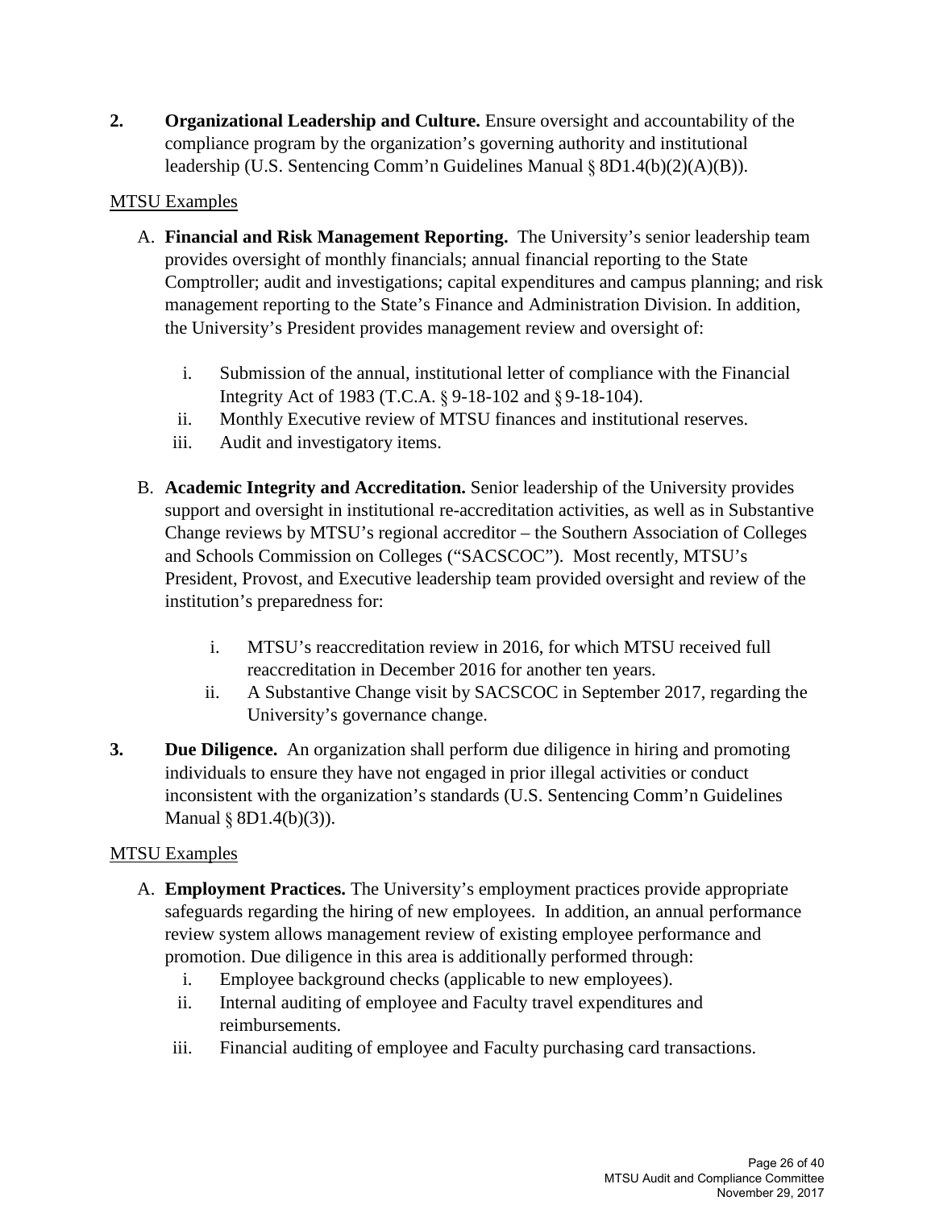**2. Organizational Leadership and Culture.** Ensure oversight and accountability of the compliance program by the organization's governing authority and institutional leadership (U.S. Sentencing Comm'n Guidelines Manual § 8D1.4(b)(2)(A)(B)).

MTSU Examples

A. **Financial and Risk Management Reporting.** The University's senior leadership team provides oversight of monthly financials; annual financial reporting to the State Comptroller; audit and investigations; capital expenditures and campus planning; and risk management reporting to the State's Finance and Administration Division. In addition, the University's President provides management review and oversight of:

   i. Submission of the annual, institutional letter of compliance with the Financial Integrity Act of 1983 (T.C.A. § 9-18-102 and § 9-18-104).
   ii. Monthly Executive review of MTSU finances and institutional reserves.
   iii. Audit and investigatory items.

B. **Academic Integrity and Accreditation.** Senior leadership of the University provides support and oversight in institutional re-accreditation activities, as well as in Substantive Change reviews by MTSU's regional accreditor – the Southern Association of Colleges and Schools Commission on Colleges ("SACSCOC"). Most recently, MTSU's President, Provost, and Executive leadership team provided oversight and review of the institution's preparedness for:

   i. MTSU's reaccreditation review in 2016, for which MTSU received full reaccreditation in December 2016 for another ten years.
   ii. A Substantive Change visit by SACSCOC in September 2017, regarding the University's governance change.

**3. Due Diligence.** An organization shall perform due diligence in hiring and promoting individuals to ensure they have not engaged in prior illegal activities or conduct inconsistent with the organization's standards (U.S. Sentencing Comm'n Guidelines Manual § 8D1.4(b)(3)).

MTSU Examples

A. **Employment Practices.** The University's employment practices provide appropriate safeguards regarding the hiring of new employees. In addition, an annual performance review system allows management review of existing employee performance and promotion. Due diligence in this area is additionally performed through:
   i. Employee background checks (applicable to new employees).
   ii. Internal auditing of employee and Faculty travel expenditures and reimbursements.
   iii. Financial auditing of employee and Faculty purchasing card transactions.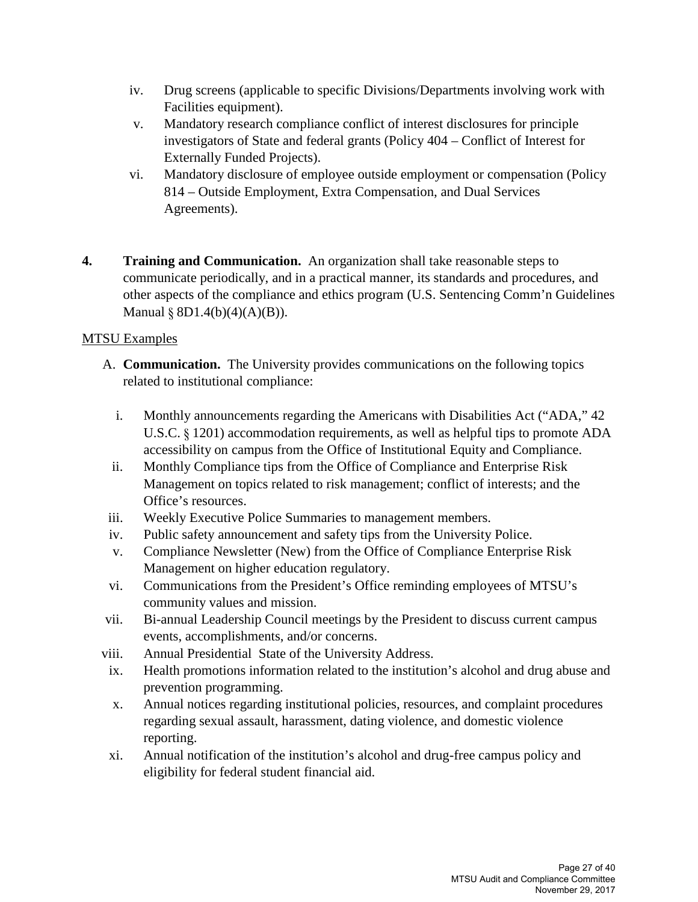iv. Drug screens (applicable to specific Divisions/Departments involving work with Facilities equipment).
v. Mandatory research compliance conflict of interest disclosures for principle investigators of State and federal grants (Policy 404 – Conflict of Interest for Externally Funded Projects).
vi. Mandatory disclosure of employee outside employment or compensation (Policy 814 – Outside Employment, Extra Compensation, and Dual Services Agreements).

**4. Training and Communication.** An organization shall take reasonable steps to communicate periodically, and in a practical manner, its standards and procedures, and other aspects of the compliance and ethics program (U.S. Sentencing Comm'n Guidelines Manual § 8D1.4(b)(4)(A)(B)).

<u>MTSU Examples</u>

A. **Communication.** The University provides communications on the following topics related to institutional compliance:

i. Monthly announcements regarding the Americans with Disabilities Act ("ADA," 42 U.S.C. § 1201) accommodation requirements, as well as helpful tips to promote ADA accessibility on campus from the Office of Institutional Equity and Compliance.
ii. Monthly Compliance tips from the Office of Compliance and Enterprise Risk Management on topics related to risk management; conflict of interests; and the Office's resources.
iii. Weekly Executive Police Summaries to management members.
iv. Public safety announcement and safety tips from the University Police.
v. Compliance Newsletter (New) from the Office of Compliance Enterprise Risk Management on higher education regulatory.
vi. Communications from the President's Office reminding employees of MTSU's community values and mission.
vii. Bi-annual Leadership Council meetings by the President to discuss current campus events, accomplishments, and/or concerns.
viii. Annual Presidential State of the University Address.
ix. Health promotions information related to the institution's alcohol and drug abuse and prevention programming.
x. Annual notices regarding institutional policies, resources, and complaint procedures regarding sexual assault, harassment, dating violence, and domestic violence reporting.
xi. Annual notification of the institution's alcohol and drug-free campus policy and eligibility for federal student financial aid.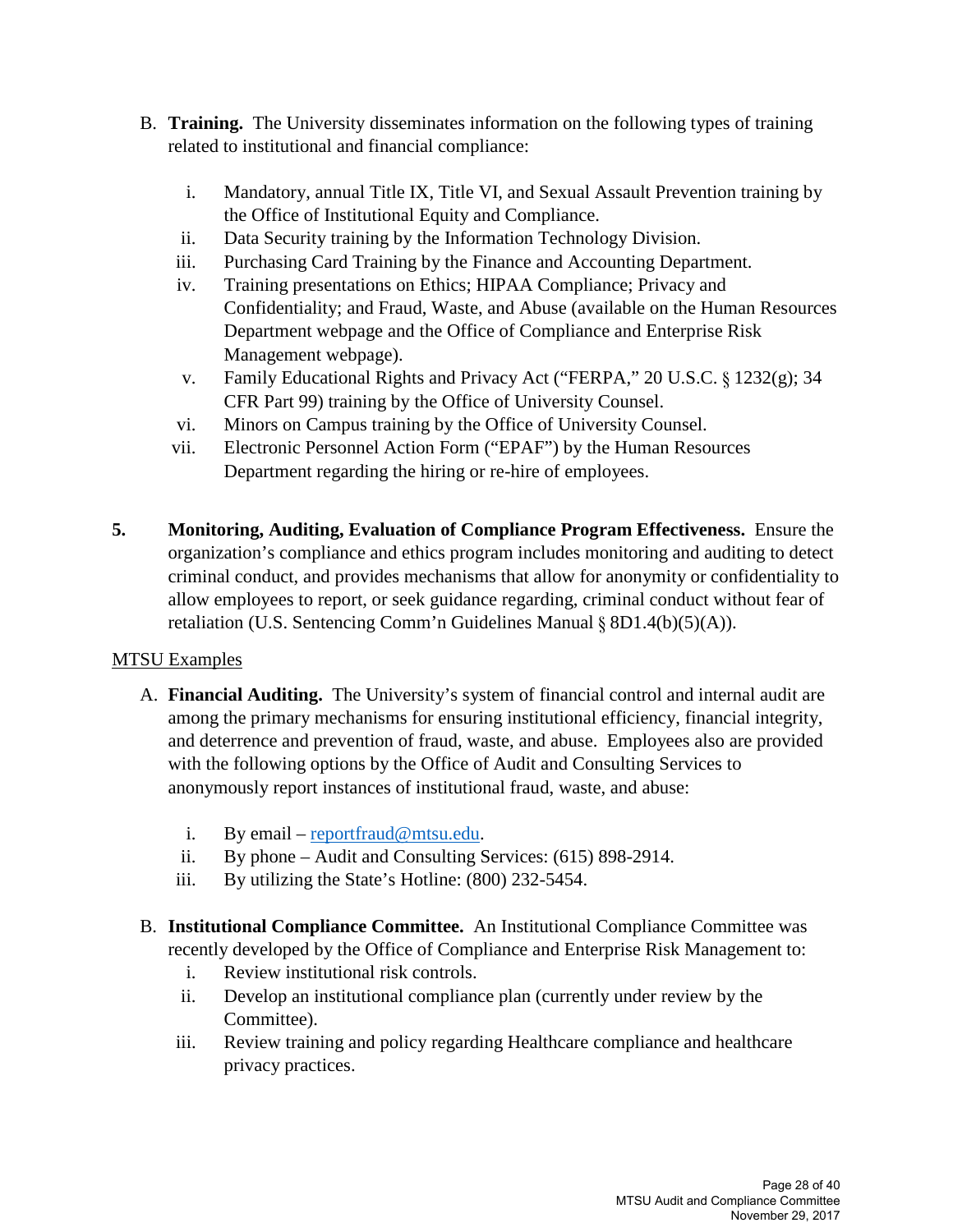B. **Training.** The University disseminates information on the following types of training related to institutional and financial compliance:

   i. Mandatory, annual Title IX, Title VI, and Sexual Assault Prevention training by the Office of Institutional Equity and Compliance.
   ii. Data Security training by the Information Technology Division.
   iii. Purchasing Card Training by the Finance and Accounting Department.
   iv. Training presentations on Ethics; HIPAA Compliance; Privacy and Confidentiality; and Fraud, Waste, and Abuse (available on the Human Resources Department webpage and the Office of Compliance and Enterprise Risk Management webpage).
   v. Family Educational Rights and Privacy Act ("FERPA," 20 U.S.C. § 1232(g); 34 CFR Part 99) training by the Office of University Counsel.
   vi. Minors on Campus training by the Office of University Counsel.
   vii. Electronic Personnel Action Form ("EPAF") by the Human Resources Department regarding the hiring or re-hire of employees.

**5. Monitoring, Auditing, Evaluation of Compliance Program Effectiveness.** Ensure the organization's compliance and ethics program includes monitoring and auditing to detect criminal conduct, and provides mechanisms that allow for anonymity or confidentiality to allow employees to report, or seek guidance regarding, criminal conduct without fear of retaliation (U.S. Sentencing Comm'n Guidelines Manual § 8D1.4(b)(5)(A)).

<u>MTSU Examples</u>

A. **Financial Auditing.** The University's system of financial control and internal audit are among the primary mechanisms for ensuring institutional efficiency, financial integrity, and deterrence and prevention of fraud, waste, and abuse. Employees also are provided with the following options by the Office of Audit and Consulting Services to anonymously report instances of institutional fraud, waste, and abuse:

   i. By email – reportfraud@mtsu.edu.
   ii. By phone – Audit and Consulting Services: (615) 898-2914.
   iii. By utilizing the State's Hotline: (800) 232-5454.

B. **Institutional Compliance Committee.** An Institutional Compliance Committee was recently developed by the Office of Compliance and Enterprise Risk Management to:
   i. Review institutional risk controls.
   ii. Develop an institutional compliance plan (currently under review by the Committee).
   iii. Review training and policy regarding Healthcare compliance and healthcare privacy practices.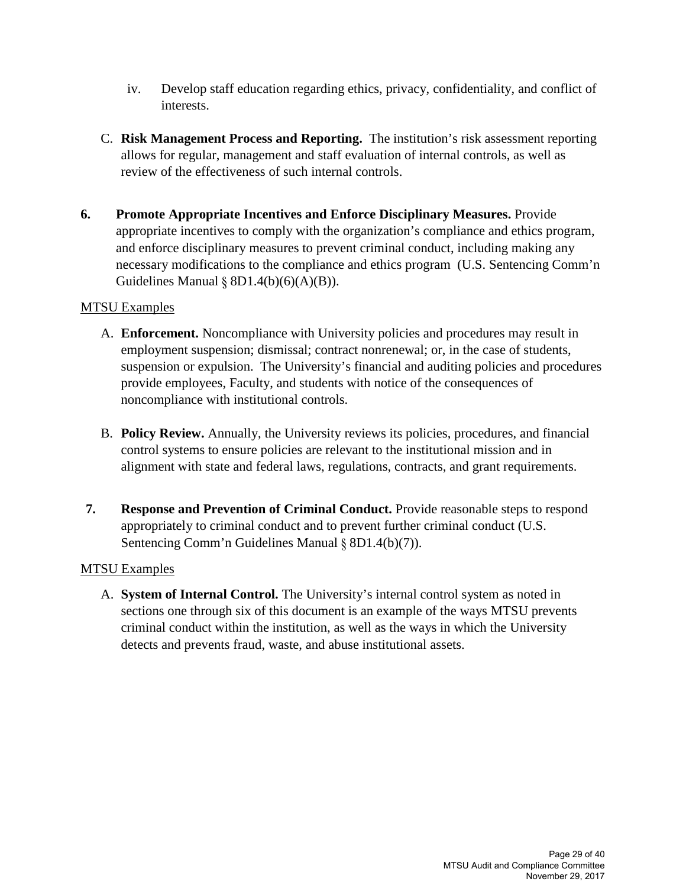iv. Develop staff education regarding ethics, privacy, confidentiality, and conflict of interests.

C. **Risk Management Process and Reporting.** The institution's risk assessment reporting allows for regular, management and staff evaluation of internal controls, as well as review of the effectiveness of such internal controls.

**6. Promote Appropriate Incentives and Enforce Disciplinary Measures.** Provide appropriate incentives to comply with the organization's compliance and ethics program, and enforce disciplinary measures to prevent criminal conduct, including making any necessary modifications to the compliance and ethics program (U.S. Sentencing Comm'n Guidelines Manual § 8D1.4(b)(6)(A)(B)).

<u>MTSU Examples</u>

A. **Enforcement.** Noncompliance with University policies and procedures may result in employment suspension; dismissal; contract nonrenewal; or, in the case of students, suspension or expulsion. The University's financial and auditing policies and procedures provide employees, Faculty, and students with notice of the consequences of noncompliance with institutional controls.

B. **Policy Review.** Annually, the University reviews its policies, procedures, and financial control systems to ensure policies are relevant to the institutional mission and in alignment with state and federal laws, regulations, contracts, and grant requirements.

**7. Response and Prevention of Criminal Conduct.** Provide reasonable steps to respond appropriately to criminal conduct and to prevent further criminal conduct (U.S. Sentencing Comm'n Guidelines Manual § 8D1.4(b)(7)).

<u>MTSU Examples</u>

A. **System of Internal Control.** The University's internal control system as noted in sections one through six of this document is an example of the ways MTSU prevents criminal conduct within the institution, as well as the ways in which the University detects and prevents fraud, waste, and abuse institutional assets.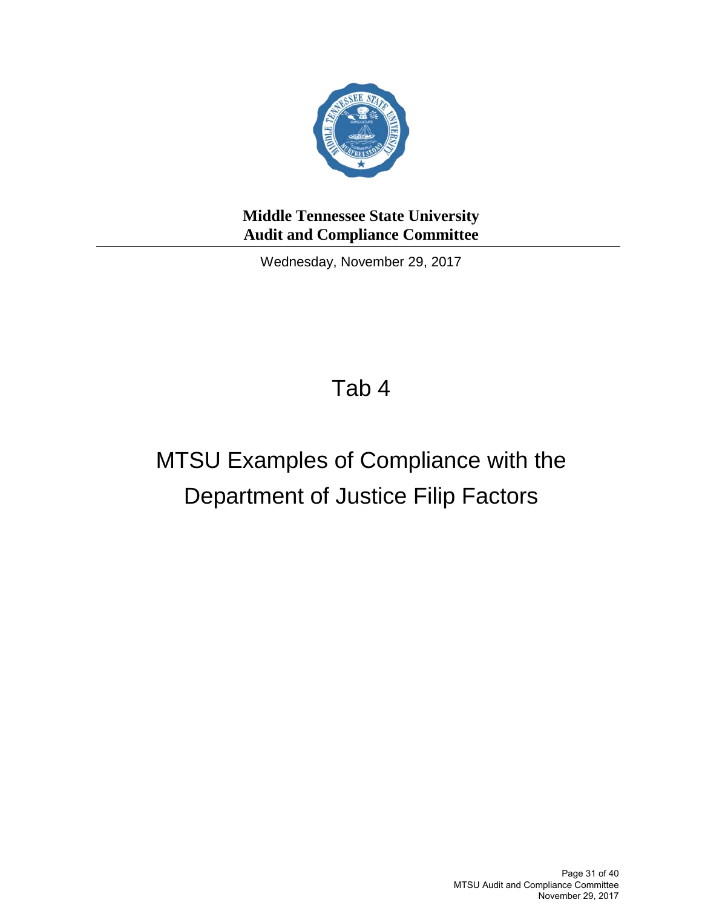**Middle Tennessee State University**
**Audit and Compliance Committee**

---

Wednesday, November 29, 2017

# Tab 4

# MTSU Examples of Compliance with the Department of Justice Filip Factors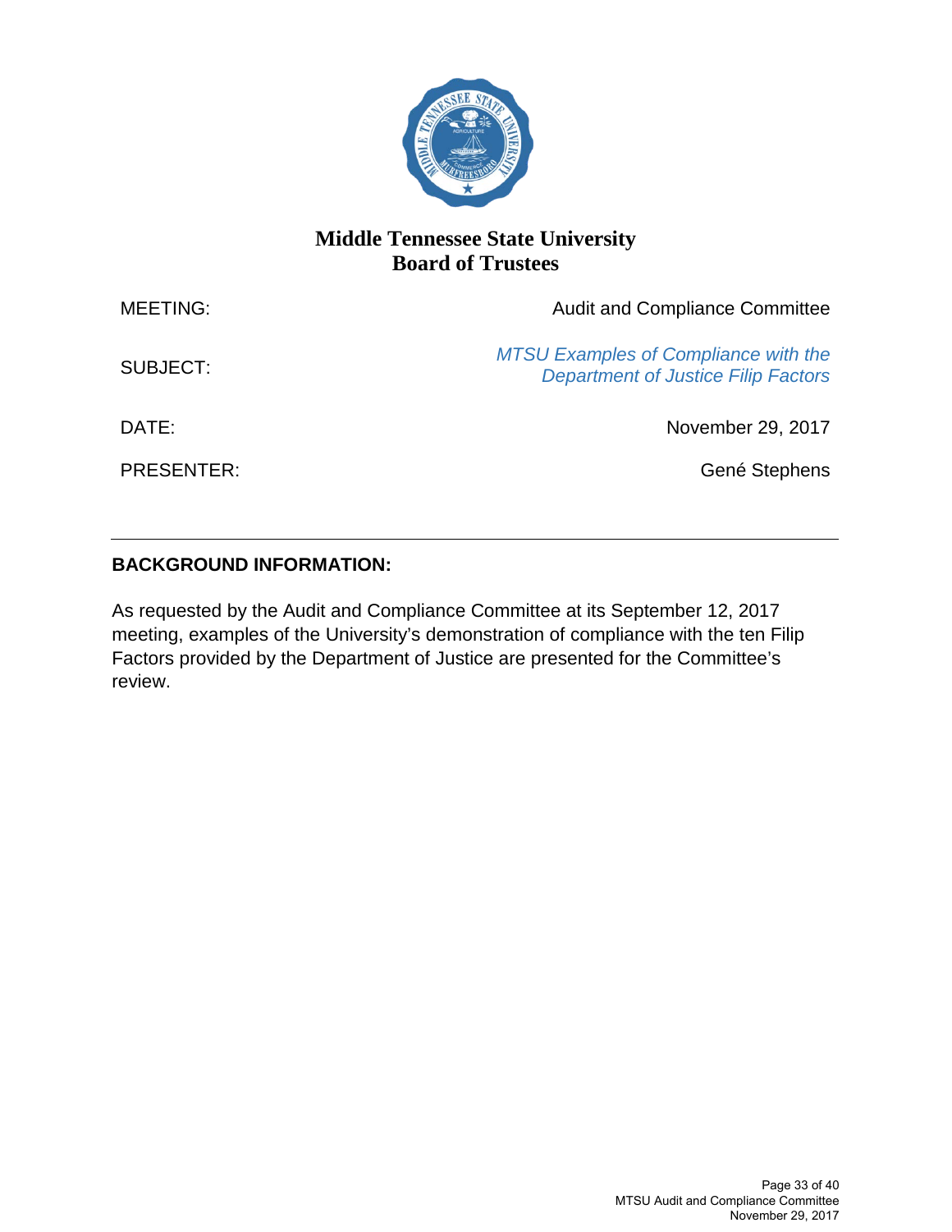# Middle Tennessee State University
## Board of Trustees

| | |
|---|---|
| MEETING: | Audit and Compliance Committee |
| SUBJECT: | *MTSU Examples of Compliance with the Department of Justice Filip Factors* |
| DATE: | November 29, 2017 |
| PRESENTER: | Gené Stephens |

---

**BACKGROUND INFORMATION:**

As requested by the Audit and Compliance Committee at its September 12, 2017 meeting, examples of the University's demonstration of compliance with the ten Filip Factors provided by the Department of Justice are presented for the Committee's review.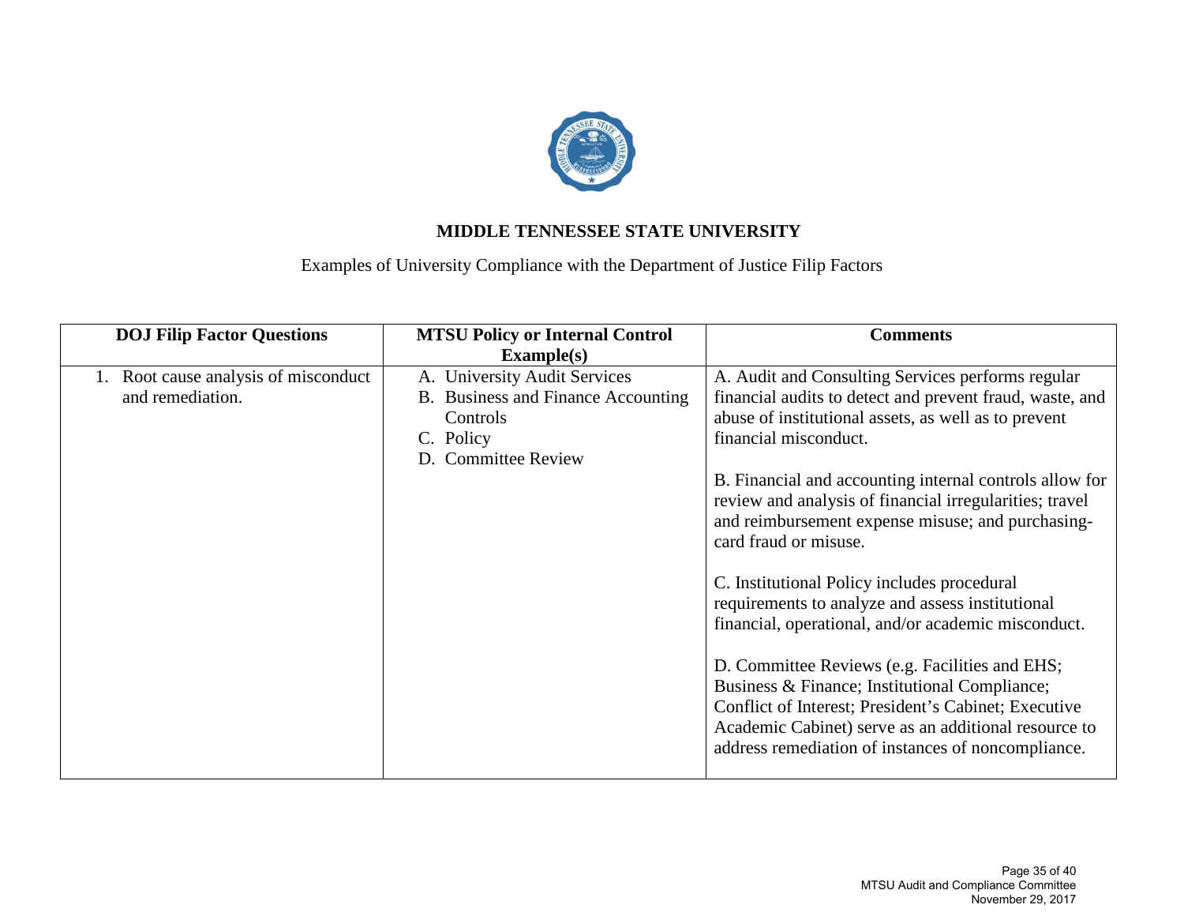**MIDDLE TENNESSEE STATE UNIVERSITY**

Examples of University Compliance with the Department of Justice Filip Factors

| DOJ Filip Factor Questions | MTSU Policy or Internal Control Example(s) | Comments |
|---|---|---|
| 1. Root cause analysis of misconduct and remediation. | A. University Audit Services<br>B. Business and Finance Accounting Controls<br>C. Policy<br>D. Committee Review | A. Audit and Consulting Services performs regular financial audits to detect and prevent fraud, waste, and abuse of institutional assets, as well as to prevent financial misconduct.<br><br>B. Financial and accounting internal controls allow for review and analysis of financial irregularities; travel and reimbursement expense misuse; and purchasing-card fraud or misuse.<br><br>C. Institutional Policy includes procedural requirements to analyze and assess institutional financial, operational, and/or academic misconduct.<br><br>D. Committee Reviews (e.g. Facilities and EHS; Business & Finance; Institutional Compliance; Conflict of Interest; President's Cabinet; Executive Academic Cabinet) serve as an additional resource to address remediation of instances of noncompliance. |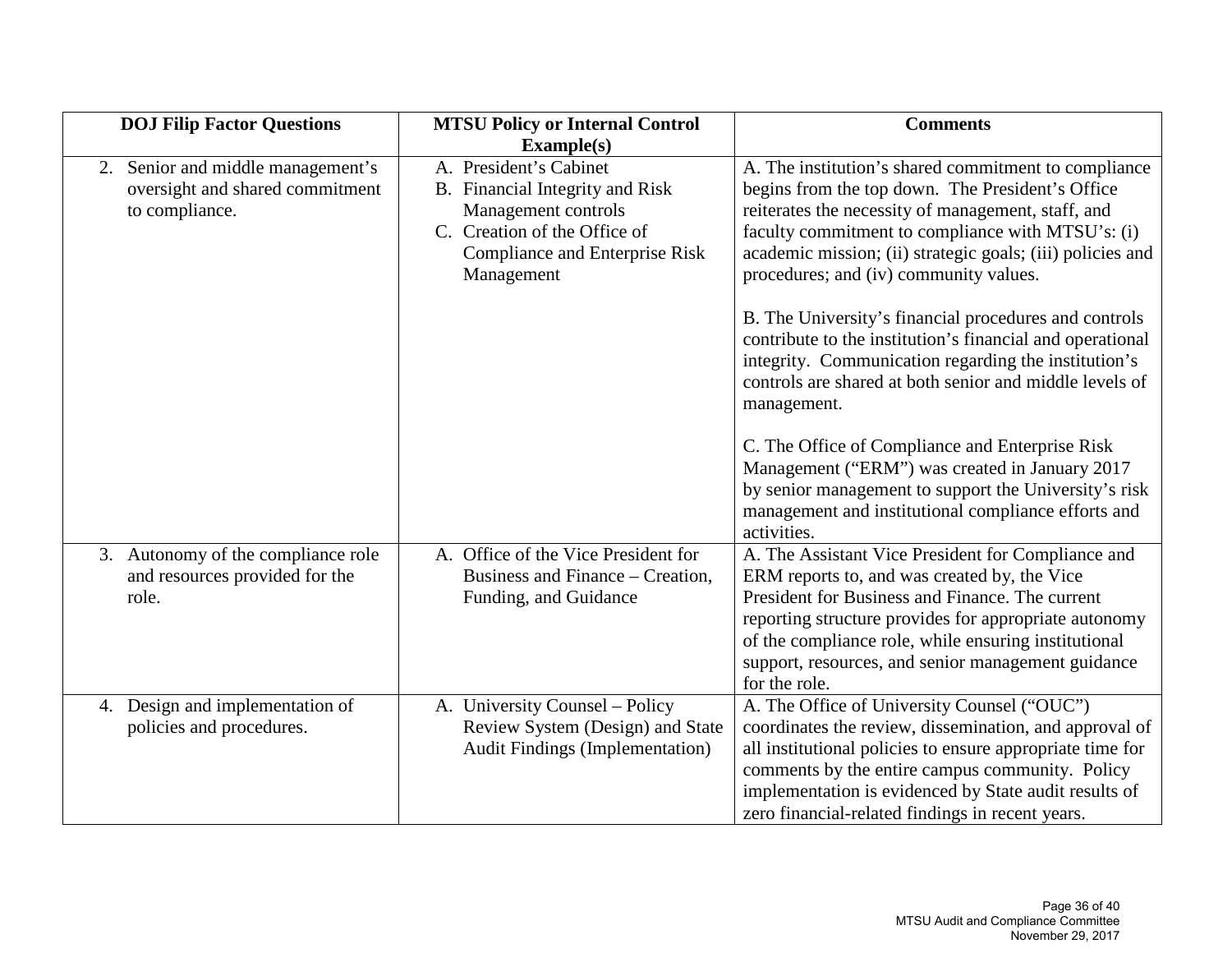| DOJ Filip Factor Questions | MTSU Policy or Internal Control Example(s) | Comments |
|---|---|---|
| 2. Senior and middle management's oversight and shared commitment to compliance. | A. President's Cabinet<br>B. Financial Integrity and Risk Management controls<br>C. Creation of the Office of Compliance and Enterprise Risk Management | A. The institution's shared commitment to compliance begins from the top down. The President's Office reiterates the necessity of management, staff, and faculty commitment to compliance with MTSU's: (i) academic mission; (ii) strategic goals; (iii) policies and procedures; and (iv) community values.<br><br>B. The University's financial procedures and controls contribute to the institution's financial and operational integrity. Communication regarding the institution's controls are shared at both senior and middle levels of management.<br><br>C. The Office of Compliance and Enterprise Risk Management ("ERM") was created in January 2017 by senior management to support the University's risk management and institutional compliance efforts and activities. |
| 3. Autonomy of the compliance role and resources provided for the role. | A. Office of the Vice President for Business and Finance – Creation, Funding, and Guidance | A. The Assistant Vice President for Compliance and ERM reports to, and was created by, the Vice President for Business and Finance. The current reporting structure provides for appropriate autonomy of the compliance role, while ensuring institutional support, resources, and senior management guidance for the role. |
| 4. Design and implementation of policies and procedures. | A. University Counsel – Policy Review System (Design) and State Audit Findings (Implementation) | A. The Office of University Counsel ("OUC") coordinates the review, dissemination, and approval of all institutional policies to ensure appropriate time for comments by the entire campus community. Policy implementation is evidenced by State audit results of zero financial-related findings in recent years. |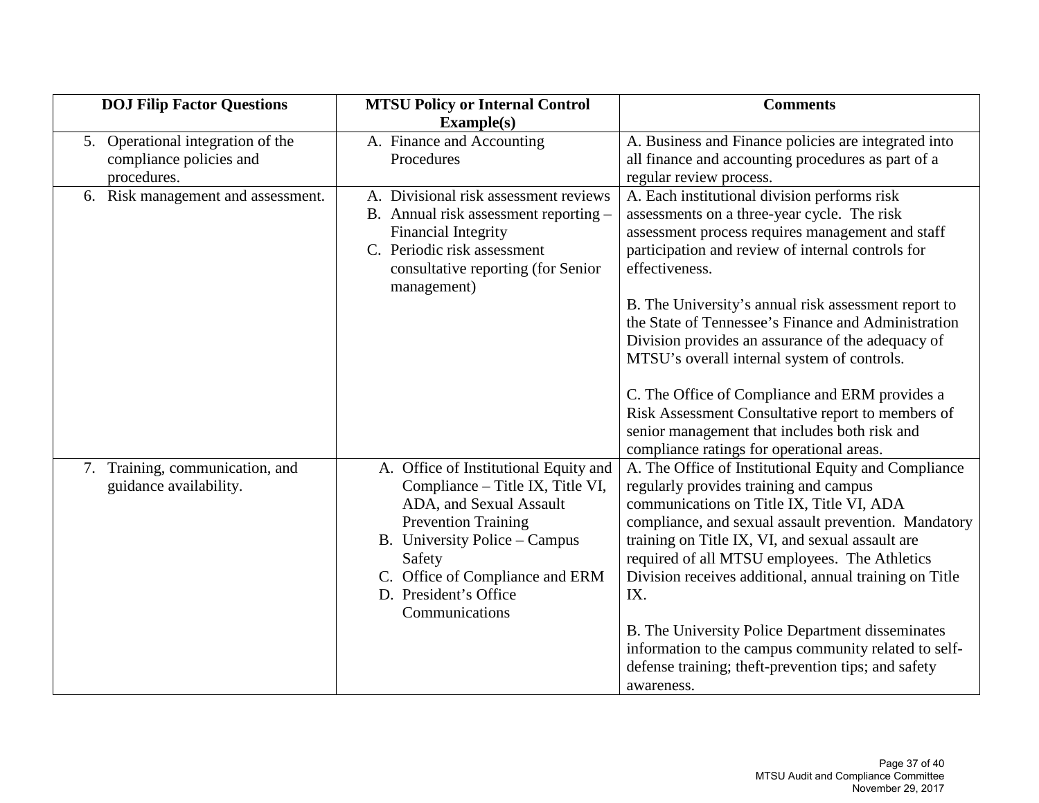| DOJ Filip Factor Questions | MTSU Policy or Internal Control Example(s) | Comments |
|---|---|---|
| 5. Operational integration of the compliance policies and procedures. | A. Finance and Accounting Procedures | A. Business and Finance policies are integrated into all finance and accounting procedures as part of a regular review process. |
| 6. Risk management and assessment. | A. Divisional risk assessment reviews<br>B. Annual risk assessment reporting – Financial Integrity<br>C. Periodic risk assessment consultative reporting (for Senior management) | A. Each institutional division performs risk assessments on a three-year cycle. The risk assessment process requires management and staff participation and review of internal controls for effectiveness.<br><br>B. The University's annual risk assessment report to the State of Tennessee's Finance and Administration Division provides an assurance of the adequacy of MTSU's overall internal system of controls.<br><br>C. The Office of Compliance and ERM provides a Risk Assessment Consultative report to members of senior management that includes both risk and compliance ratings for operational areas. |
| 7. Training, communication, and guidance availability. | A. Office of Institutional Equity and Compliance – Title IX, Title VI, ADA, and Sexual Assault Prevention Training<br>B. University Police – Campus Safety<br>C. Office of Compliance and ERM<br>D. President's Office Communications | A. The Office of Institutional Equity and Compliance regularly provides training and campus communications on Title IX, Title VI, ADA compliance, and sexual assault prevention. Mandatory training on Title IX, VI, and sexual assault are required of all MTSU employees. The Athletics Division receives additional, annual training on Title IX.<br><br>B. The University Police Department disseminates information to the campus community related to self-defense training; theft-prevention tips; and safety awareness. |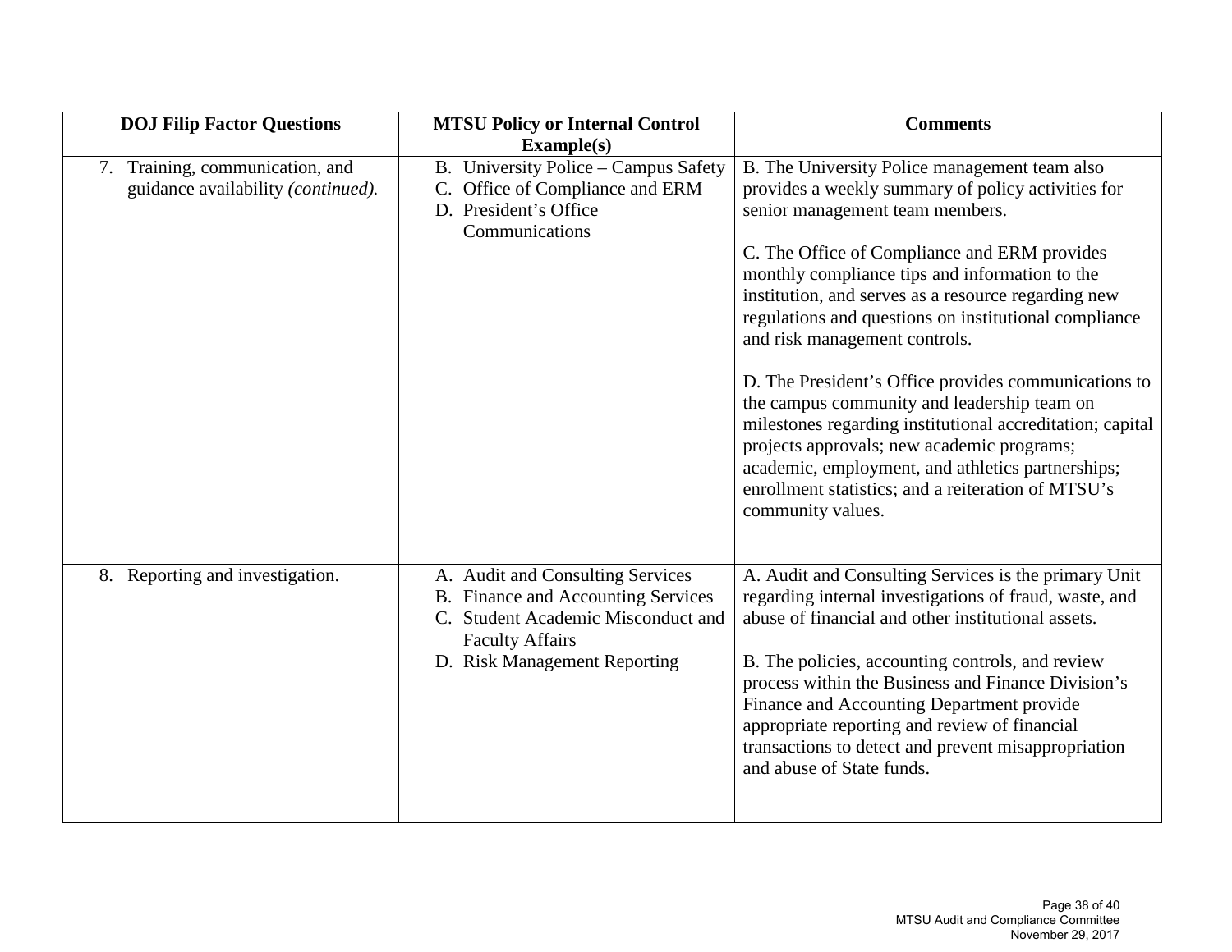| DOJ Filip Factor Questions | MTSU Policy or Internal Control Example(s) | Comments |
|---|---|---|
| 7. Training, communication, and guidance availability *(continued).* | B. University Police – Campus Safety<br>C. Office of Compliance and ERM<br>D. President's Office Communications | B. The University Police management team also provides a weekly summary of policy activities for senior management team members.<br><br>C. The Office of Compliance and ERM provides monthly compliance tips and information to the institution, and serves as a resource regarding new regulations and questions on institutional compliance and risk management controls.<br><br>D. The President's Office provides communications to the campus community and leadership team on milestones regarding institutional accreditation; capital projects approvals; new academic programs; academic, employment, and athletics partnerships; enrollment statistics; and a reiteration of MTSU's community values. |
| 8. Reporting and investigation. | A. Audit and Consulting Services<br>B. Finance and Accounting Services<br>C. Student Academic Misconduct and Faculty Affairs<br>D. Risk Management Reporting | A. Audit and Consulting Services is the primary Unit regarding internal investigations of fraud, waste, and abuse of financial and other institutional assets.<br><br>B. The policies, accounting controls, and review process within the Business and Finance Division's Finance and Accounting Department provide appropriate reporting and review of financial transactions to detect and prevent misappropriation and abuse of State funds. |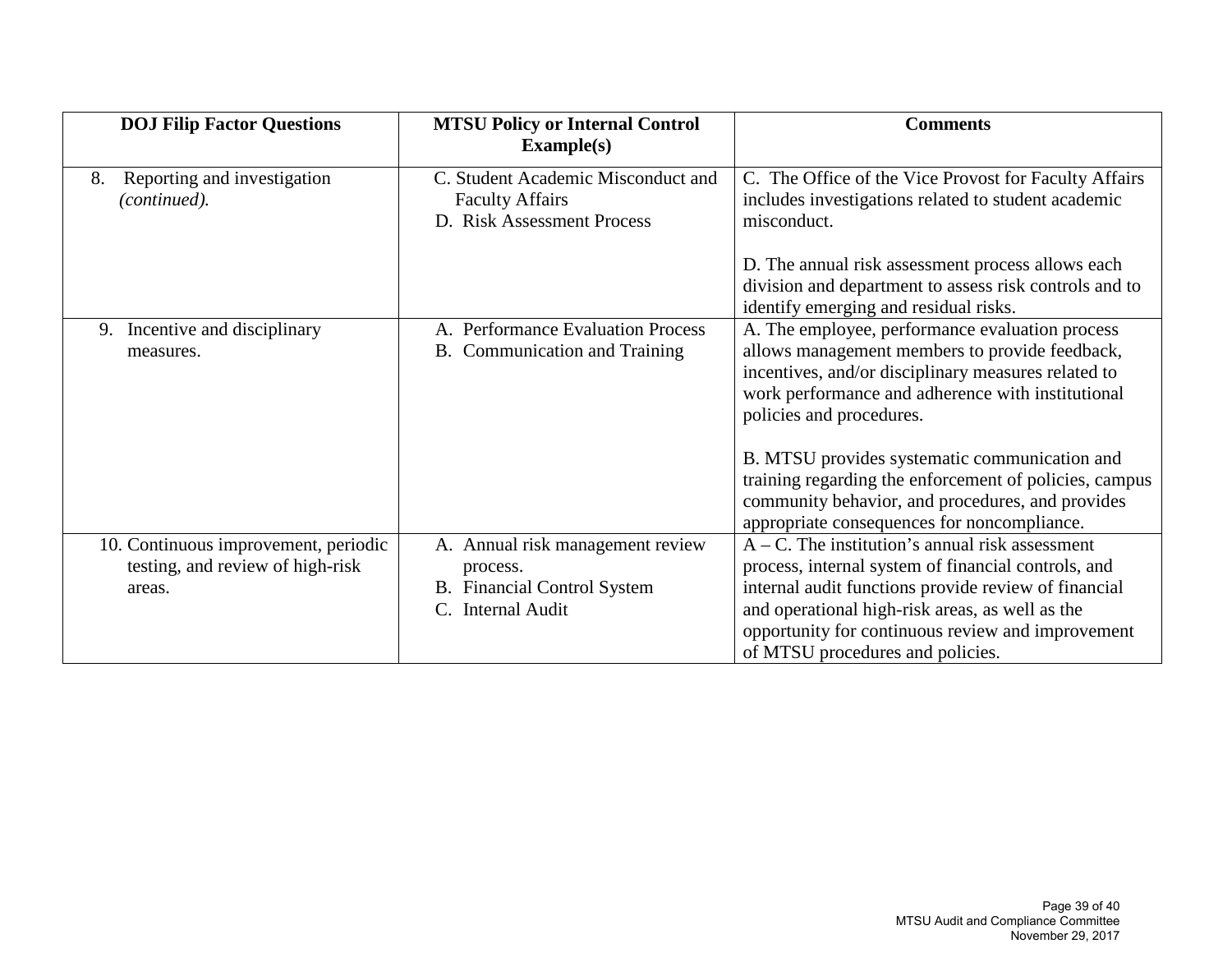| DOJ Filip Factor Questions | MTSU Policy or Internal Control Example(s) | Comments |
|---|---|---|
| 8. Reporting and investigation *(continued).* | C. Student Academic Misconduct and Faculty Affairs<br>D. Risk Assessment Process | C. The Office of the Vice Provost for Faculty Affairs includes investigations related to student academic misconduct.<br><br>D. The annual risk assessment process allows each division and department to assess risk controls and to identify emerging and residual risks. |
| 9. Incentive and disciplinary measures. | A. Performance Evaluation Process<br>B. Communication and Training | A. The employee, performance evaluation process allows management members to provide feedback, incentives, and/or disciplinary measures related to work performance and adherence with institutional policies and procedures.<br><br>B. MTSU provides systematic communication and training regarding the enforcement of policies, campus community behavior, and procedures, and provides appropriate consequences for noncompliance. |
| 10. Continuous improvement, periodic testing, and review of high-risk areas. | A. Annual risk management review process.<br>B. Financial Control System<br>C. Internal Audit | A – C. The institution's annual risk assessment process, internal system of financial controls, and internal audit functions provide review of financial and operational high-risk areas, as well as the opportunity for continuous review and improvement of MTSU procedures and policies. |